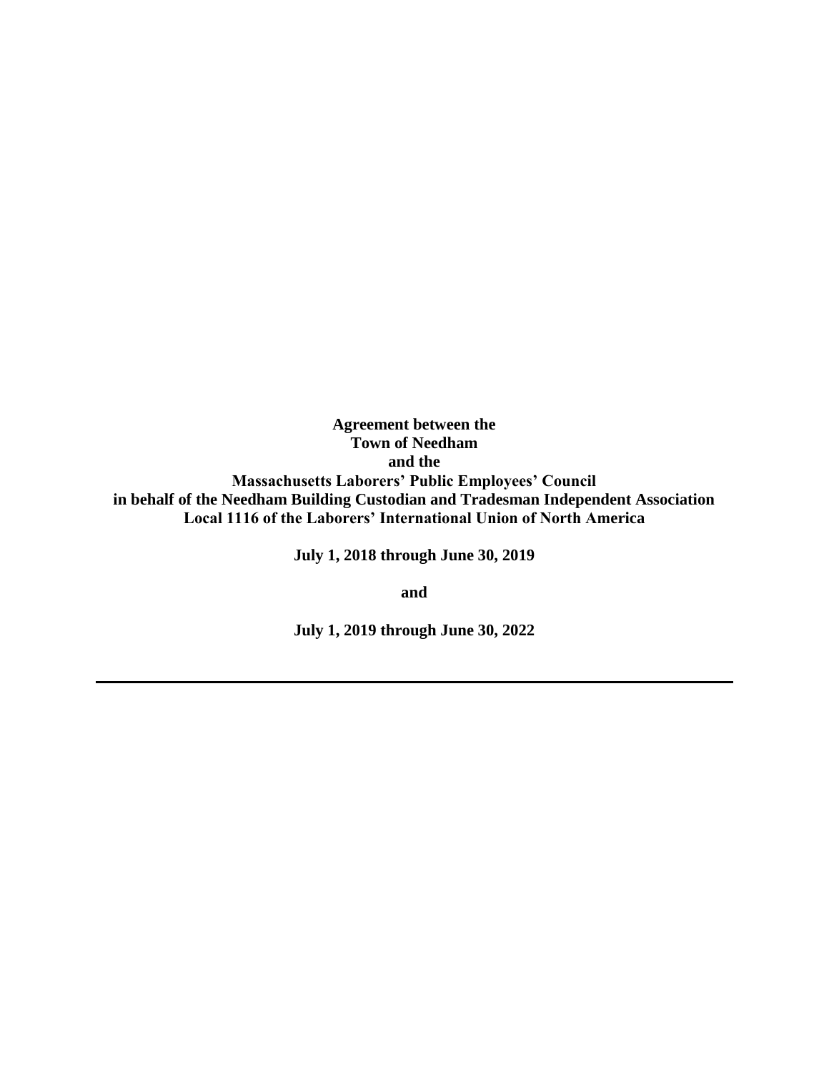**Agreement between the**
**Town of Needham**
**and the**
**Massachusetts Laborers' Public Employees' Council**
**in behalf of the Needham Building Custodian and Tradesman Independent Association**
**Local 1116 of the Laborers' International Union of North America**

**July 1, 2018 through June 30, 2019**

**and**

**July 1, 2019 through June 30, 2022**

---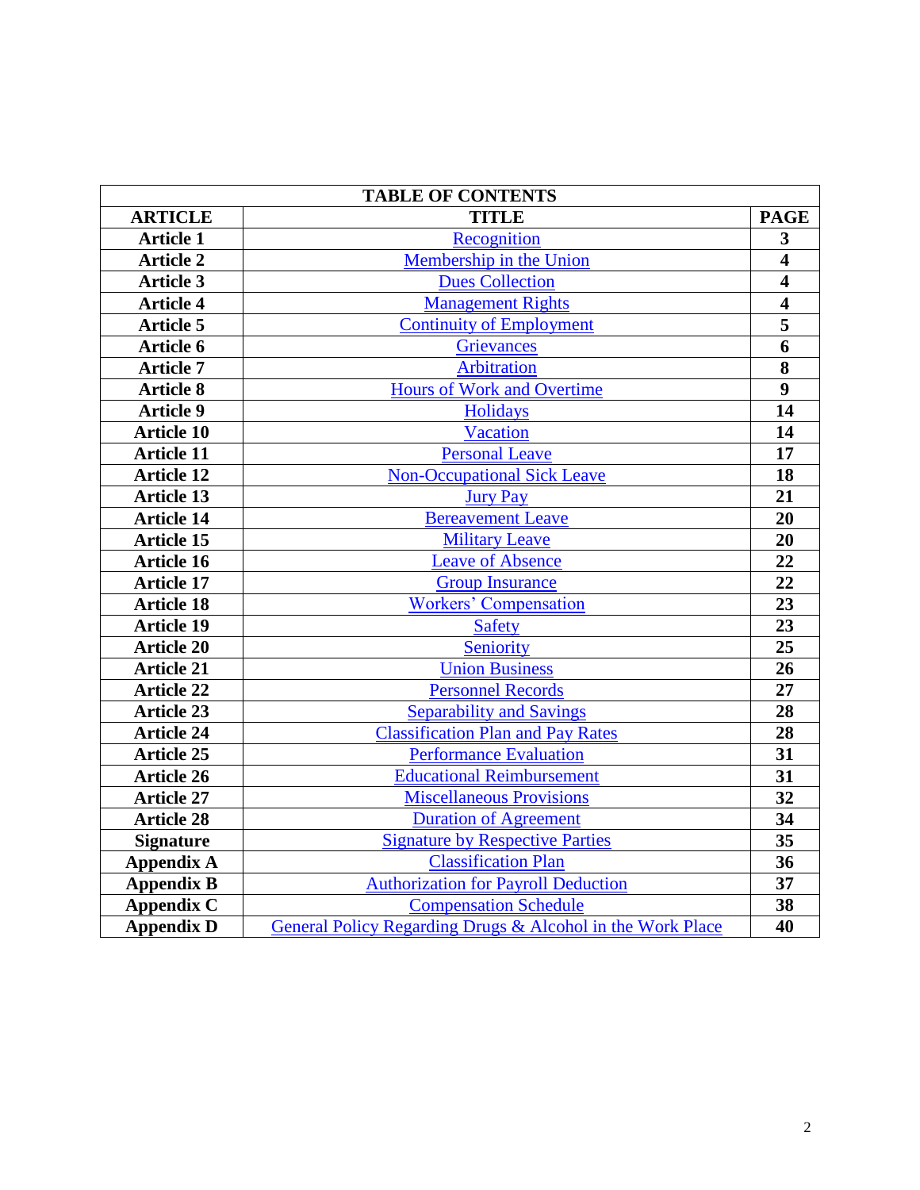| TABLE OF CONTENTS | | |
|---|---|---|
| **ARTICLE** | **TITLE** | **PAGE** |
| **Article 1** | Recognition | **3** |
| **Article 2** | Membership in the Union | **4** |
| **Article 3** | Dues Collection | **4** |
| **Article 4** | Management Rights | **4** |
| **Article 5** | Continuity of Employment | **5** |
| **Article 6** | Grievances | **6** |
| **Article 7** | Arbitration | **8** |
| **Article 8** | Hours of Work and Overtime | **9** |
| **Article 9** | Holidays | **14** |
| **Article 10** | Vacation | **14** |
| **Article 11** | Personal Leave | **17** |
| **Article 12** | Non-Occupational Sick Leave | **18** |
| **Article 13** | Jury Pay | **21** |
| **Article 14** | Bereavement Leave | **20** |
| **Article 15** | Military Leave | **20** |
| **Article 16** | Leave of Absence | **22** |
| **Article 17** | Group Insurance | **22** |
| **Article 18** | Workers' Compensation | **23** |
| **Article 19** | Safety | **23** |
| **Article 20** | Seniority | **25** |
| **Article 21** | Union Business | **26** |
| **Article 22** | Personnel Records | **27** |
| **Article 23** | Separability and Savings | **28** |
| **Article 24** | Classification Plan and Pay Rates | **28** |
| **Article 25** | Performance Evaluation | **31** |
| **Article 26** | Educational Reimbursement | **31** |
| **Article 27** | Miscellaneous Provisions | **32** |
| **Article 28** | Duration of Agreement | **34** |
| **Signature** | Signature by Respective Parties | **35** |
| **Appendix A** | Classification Plan | **36** |
| **Appendix B** | Authorization for Payroll Deduction | **37** |
| **Appendix C** | Compensation Schedule | **38** |
| **Appendix D** | General Policy Regarding Drugs & Alcohol in the Work Place | **40** |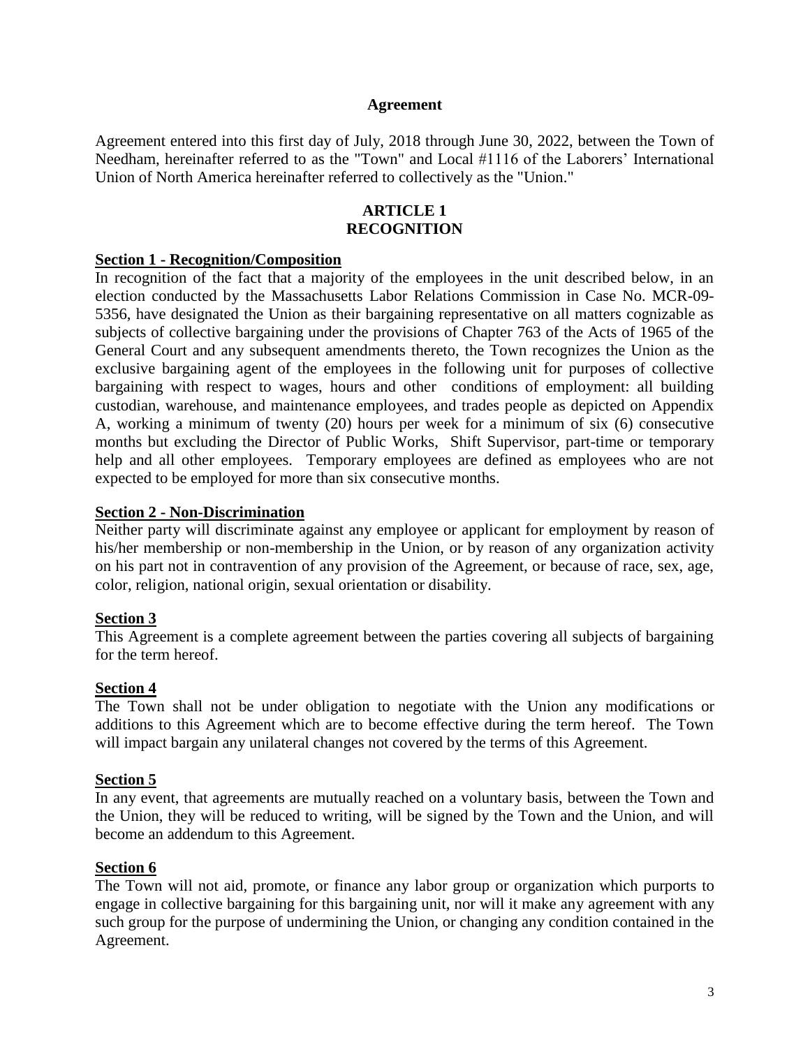## Agreement

Agreement entered into this first day of July, 2018 through June 30, 2022, between the Town of Needham, hereinafter referred to as the "Town" and Local #1116 of the Laborers' International Union of North America hereinafter referred to collectively as the "Union."

## ARTICLE 1
## RECOGNITION

**Section 1 - Recognition/Composition**

In recognition of the fact that a majority of the employees in the unit described below, in an election conducted by the Massachusetts Labor Relations Commission in Case No. MCR-09-5356, have designated the Union as their bargaining representative on all matters cognizable as subjects of collective bargaining under the provisions of Chapter 763 of the Acts of 1965 of the General Court and any subsequent amendments thereto, the Town recognizes the Union as the exclusive bargaining agent of the employees in the following unit for purposes of collective bargaining with respect to wages, hours and other conditions of employment: all building custodian, warehouse, and maintenance employees, and trades people as depicted on Appendix A, working a minimum of twenty (20) hours per week for a minimum of six (6) consecutive months but excluding the Director of Public Works, Shift Supervisor, part-time or temporary help and all other employees. Temporary employees are defined as employees who are not expected to be employed for more than six consecutive months.

**Section 2 - Non-Discrimination**

Neither party will discriminate against any employee or applicant for employment by reason of his/her membership or non-membership in the Union, or by reason of any organization activity on his part not in contravention of any provision of the Agreement, or because of race, sex, age, color, religion, national origin, sexual orientation or disability.

**Section 3**

This Agreement is a complete agreement between the parties covering all subjects of bargaining for the term hereof.

**Section 4**

The Town shall not be under obligation to negotiate with the Union any modifications or additions to this Agreement which are to become effective during the term hereof. The Town will impact bargain any unilateral changes not covered by the terms of this Agreement.

**Section 5**

In any event, that agreements are mutually reached on a voluntary basis, between the Town and the Union, they will be reduced to writing, will be signed by the Town and the Union, and will become an addendum to this Agreement.

**Section 6**

The Town will not aid, promote, or finance any labor group or organization which purports to engage in collective bargaining for this bargaining unit, nor will it make any agreement with any such group for the purpose of undermining the Union, or changing any condition contained in the Agreement.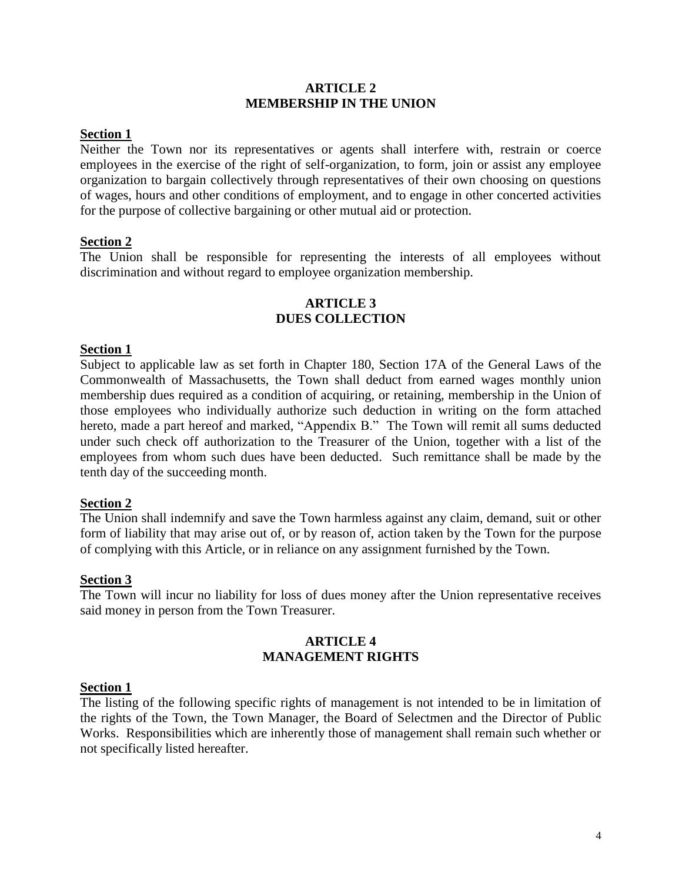## ARTICLE 2
## MEMBERSHIP IN THE UNION

**Section 1**

Neither the Town nor its representatives or agents shall interfere with, restrain or coerce employees in the exercise of the right of self-organization, to form, join or assist any employee organization to bargain collectively through representatives of their own choosing on questions of wages, hours and other conditions of employment, and to engage in other concerted activities for the purpose of collective bargaining or other mutual aid or protection.

**Section 2**

The Union shall be responsible for representing the interests of all employees without discrimination and without regard to employee organization membership.

## ARTICLE 3
## DUES COLLECTION

**Section 1**

Subject to applicable law as set forth in Chapter 180, Section 17A of the General Laws of the Commonwealth of Massachusetts, the Town shall deduct from earned wages monthly union membership dues required as a condition of acquiring, or retaining, membership in the Union of those employees who individually authorize such deduction in writing on the form attached hereto, made a part hereof and marked, "Appendix B." The Town will remit all sums deducted under such check off authorization to the Treasurer of the Union, together with a list of the employees from whom such dues have been deducted. Such remittance shall be made by the tenth day of the succeeding month.

**Section 2**

The Union shall indemnify and save the Town harmless against any claim, demand, suit or other form of liability that may arise out of, or by reason of, action taken by the Town for the purpose of complying with this Article, or in reliance on any assignment furnished by the Town.

**Section 3**

The Town will incur no liability for loss of dues money after the Union representative receives said money in person from the Town Treasurer.

## ARTICLE 4
## MANAGEMENT RIGHTS

**Section 1**

The listing of the following specific rights of management is not intended to be in limitation of the rights of the Town, the Town Manager, the Board of Selectmen and the Director of Public Works. Responsibilities which are inherently those of management shall remain such whether or not specifically listed hereafter.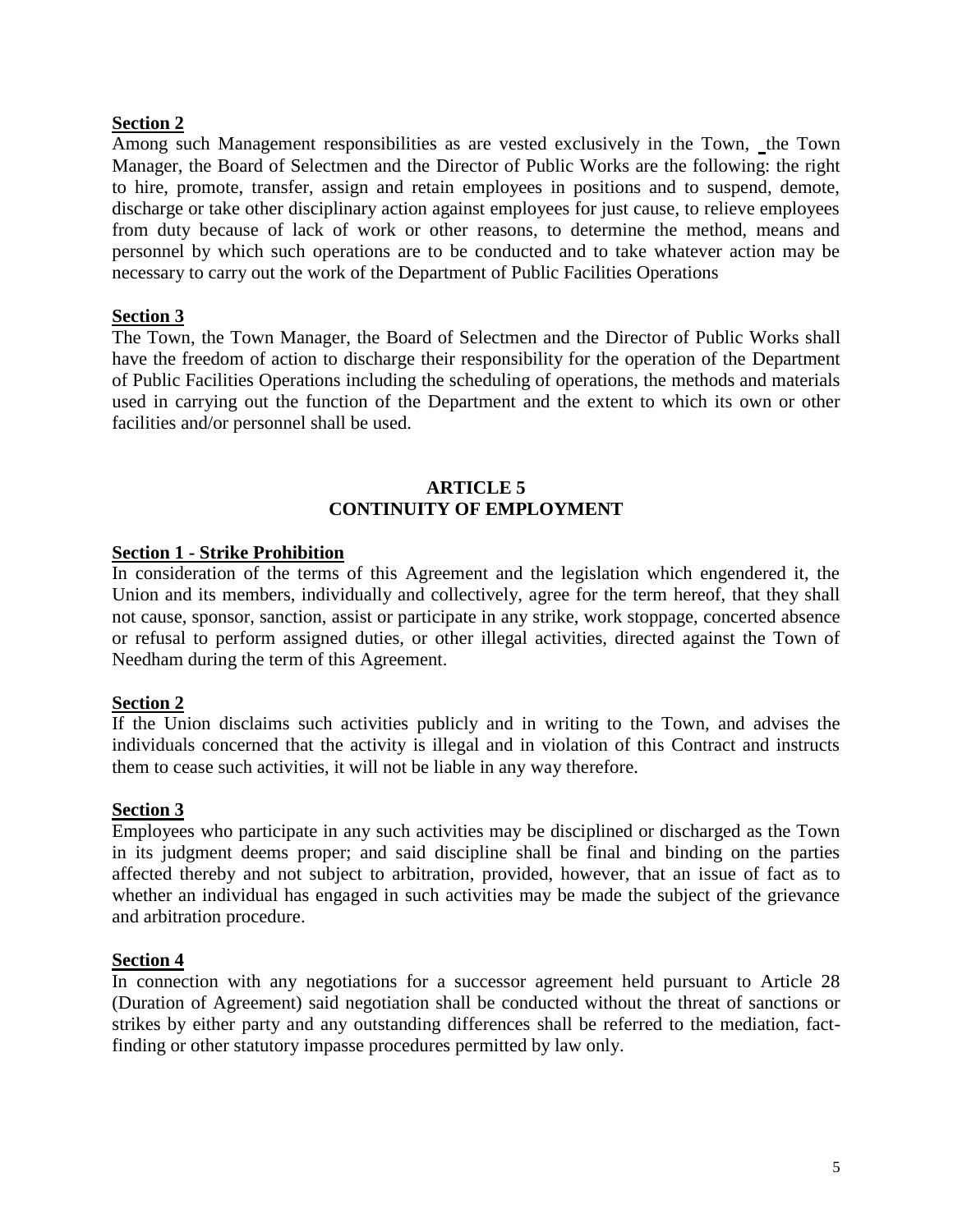**Section 2**

Among such Management responsibilities as are vested exclusively in the Town, the Town Manager, the Board of Selectmen and the Director of Public Works are the following: the right to hire, promote, transfer, assign and retain employees in positions and to suspend, demote, discharge or take other disciplinary action against employees for just cause, to relieve employees from duty because of lack of work or other reasons, to determine the method, means and personnel by which such operations are to be conducted and to take whatever action may be necessary to carry out the work of the Department of Public Facilities Operations

**Section 3**

The Town, the Town Manager, the Board of Selectmen and the Director of Public Works shall have the freedom of action to discharge their responsibility for the operation of the Department of Public Facilities Operations including the scheduling of operations, the methods and materials used in carrying out the function of the Department and the extent to which its own or other facilities and/or personnel shall be used.

## ARTICLE 5
## CONTINUITY OF EMPLOYMENT

**Section 1 - Strike Prohibition**

In consideration of the terms of this Agreement and the legislation which engendered it, the Union and its members, individually and collectively, agree for the term hereof, that they shall not cause, sponsor, sanction, assist or participate in any strike, work stoppage, concerted absence or refusal to perform assigned duties, or other illegal activities, directed against the Town of Needham during the term of this Agreement.

**Section 2**

If the Union disclaims such activities publicly and in writing to the Town, and advises the individuals concerned that the activity is illegal and in violation of this Contract and instructs them to cease such activities, it will not be liable in any way therefore.

**Section 3**

Employees who participate in any such activities may be disciplined or discharged as the Town in its judgment deems proper; and said discipline shall be final and binding on the parties affected thereby and not subject to arbitration, provided, however, that an issue of fact as to whether an individual has engaged in such activities may be made the subject of the grievance and arbitration procedure.

**Section 4**

In connection with any negotiations for a successor agreement held pursuant to Article 28 (Duration of Agreement) said negotiation shall be conducted without the threat of sanctions or strikes by either party and any outstanding differences shall be referred to the mediation, fact-finding or other statutory impasse procedures permitted by law only.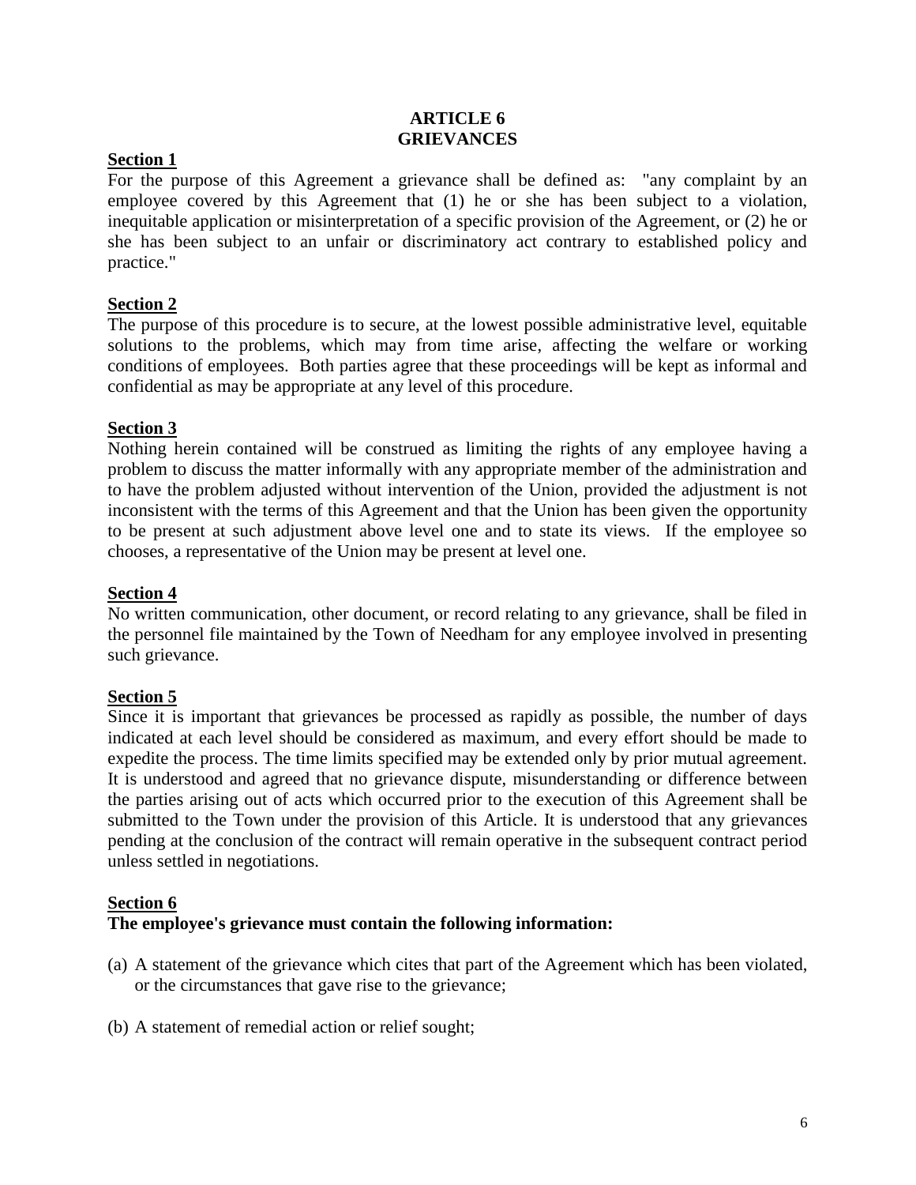# ARTICLE 6
# GRIEVANCES

**Section 1**

For the purpose of this Agreement a grievance shall be defined as: "any complaint by an employee covered by this Agreement that (1) he or she has been subject to a violation, inequitable application or misinterpretation of a specific provision of the Agreement, or (2) he or she has been subject to an unfair or discriminatory act contrary to established policy and practice."

**Section 2**

The purpose of this procedure is to secure, at the lowest possible administrative level, equitable solutions to the problems, which may from time arise, affecting the welfare or working conditions of employees. Both parties agree that these proceedings will be kept as informal and confidential as may be appropriate at any level of this procedure.

**Section 3**

Nothing herein contained will be construed as limiting the rights of any employee having a problem to discuss the matter informally with any appropriate member of the administration and to have the problem adjusted without intervention of the Union, provided the adjustment is not inconsistent with the terms of this Agreement and that the Union has been given the opportunity to be present at such adjustment above level one and to state its views. If the employee so chooses, a representative of the Union may be present at level one.

**Section 4**

No written communication, other document, or record relating to any grievance, shall be filed in the personnel file maintained by the Town of Needham for any employee involved in presenting such grievance.

**Section 5**

Since it is important that grievances be processed as rapidly as possible, the number of days indicated at each level should be considered as maximum, and every effort should be made to expedite the process. The time limits specified may be extended only by prior mutual agreement. It is understood and agreed that no grievance dispute, misunderstanding or difference between the parties arising out of acts which occurred prior to the execution of this Agreement shall be submitted to the Town under the provision of this Article. It is understood that any grievances pending at the conclusion of the contract will remain operative in the subsequent contract period unless settled in negotiations.

**Section 6**

**The employee's grievance must contain the following information:**

(a) A statement of the grievance which cites that part of the Agreement which has been violated, or the circumstances that gave rise to the grievance;

(b) A statement of remedial action or relief sought;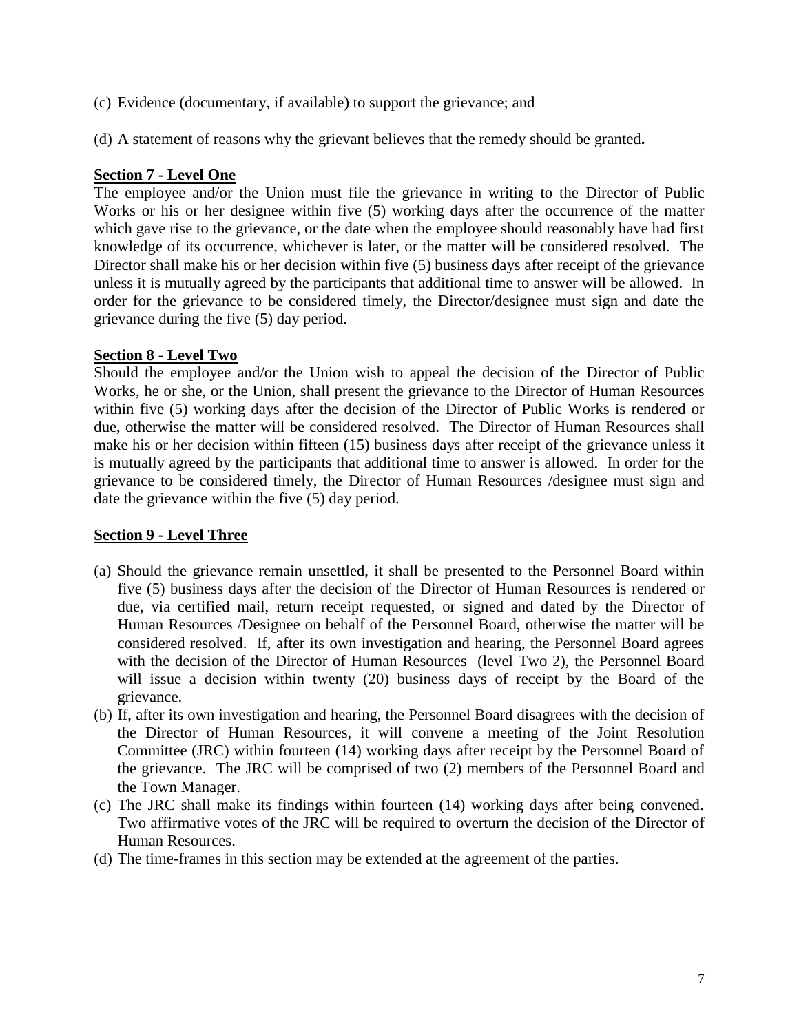(c) Evidence (documentary, if available) to support the grievance; and

(d) A statement of reasons why the grievant believes that the remedy should be granted**.**

**Section 7 - Level One**

The employee and/or the Union must file the grievance in writing to the Director of Public Works or his or her designee within five (5) working days after the occurrence of the matter which gave rise to the grievance, or the date when the employee should reasonably have had first knowledge of its occurrence, whichever is later, or the matter will be considered resolved. The Director shall make his or her decision within five (5) business days after receipt of the grievance unless it is mutually agreed by the participants that additional time to answer will be allowed. In order for the grievance to be considered timely, the Director/designee must sign and date the grievance during the five (5) day period.

**Section 8 - Level Two**

Should the employee and/or the Union wish to appeal the decision of the Director of Public Works, he or she, or the Union, shall present the grievance to the Director of Human Resources within five (5) working days after the decision of the Director of Public Works is rendered or due, otherwise the matter will be considered resolved. The Director of Human Resources shall make his or her decision within fifteen (15) business days after receipt of the grievance unless it is mutually agreed by the participants that additional time to answer is allowed. In order for the grievance to be considered timely, the Director of Human Resources /designee must sign and date the grievance within the five (5) day period.

**Section 9 - Level Three**

(a) Should the grievance remain unsettled, it shall be presented to the Personnel Board within five (5) business days after the decision of the Director of Human Resources is rendered or due, via certified mail, return receipt requested, or signed and dated by the Director of Human Resources /Designee on behalf of the Personnel Board, otherwise the matter will be considered resolved. If, after its own investigation and hearing, the Personnel Board agrees with the decision of the Director of Human Resources (level Two 2), the Personnel Board will issue a decision within twenty (20) business days of receipt by the Board of the grievance.

(b) If, after its own investigation and hearing, the Personnel Board disagrees with the decision of the Director of Human Resources, it will convene a meeting of the Joint Resolution Committee (JRC) within fourteen (14) working days after receipt by the Personnel Board of the grievance. The JRC will be comprised of two (2) members of the Personnel Board and the Town Manager.

(c) The JRC shall make its findings within fourteen (14) working days after being convened. Two affirmative votes of the JRC will be required to overturn the decision of the Director of Human Resources.

(d) The time-frames in this section may be extended at the agreement of the parties.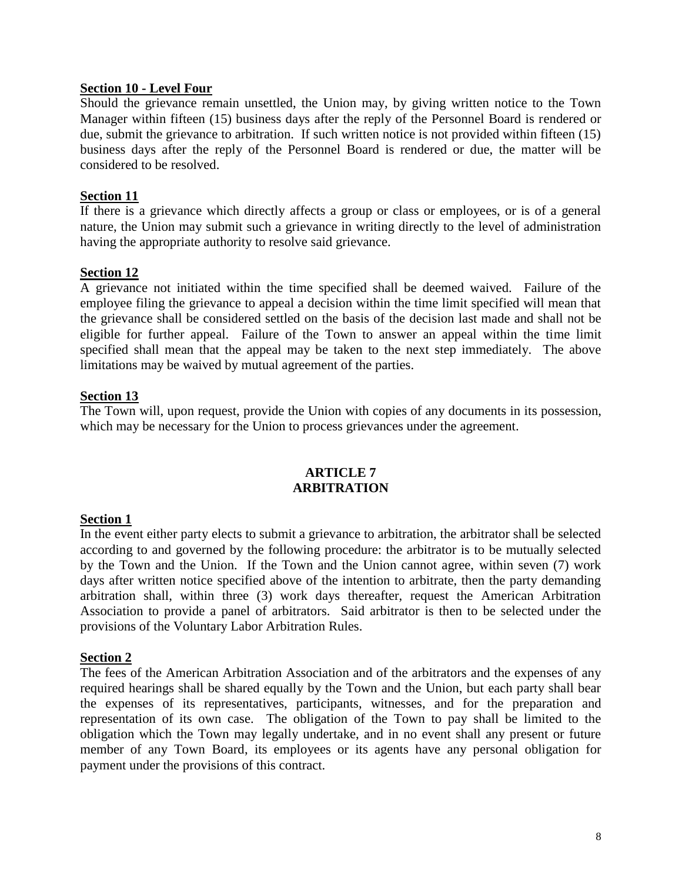**Section 10 - Level Four**

Should the grievance remain unsettled, the Union may, by giving written notice to the Town Manager within fifteen (15) business days after the reply of the Personnel Board is rendered or due, submit the grievance to arbitration. If such written notice is not provided within fifteen (15) business days after the reply of the Personnel Board is rendered or due, the matter will be considered to be resolved.

**Section 11**

If there is a grievance which directly affects a group or class or employees, or is of a general nature, the Union may submit such a grievance in writing directly to the level of administration having the appropriate authority to resolve said grievance.

**Section 12**

A grievance not initiated within the time specified shall be deemed waived. Failure of the employee filing the grievance to appeal a decision within the time limit specified will mean that the grievance shall be considered settled on the basis of the decision last made and shall not be eligible for further appeal. Failure of the Town to answer an appeal within the time limit specified shall mean that the appeal may be taken to the next step immediately. The above limitations may be waived by mutual agreement of the parties.

**Section 13**

The Town will, upon request, provide the Union with copies of any documents in its possession, which may be necessary for the Union to process grievances under the agreement.

## ARTICLE 7
## ARBITRATION

**Section 1**

In the event either party elects to submit a grievance to arbitration, the arbitrator shall be selected according to and governed by the following procedure: the arbitrator is to be mutually selected by the Town and the Union. If the Town and the Union cannot agree, within seven (7) work days after written notice specified above of the intention to arbitrate, then the party demanding arbitration shall, within three (3) work days thereafter, request the American Arbitration Association to provide a panel of arbitrators. Said arbitrator is then to be selected under the provisions of the Voluntary Labor Arbitration Rules.

**Section 2**

The fees of the American Arbitration Association and of the arbitrators and the expenses of any required hearings shall be shared equally by the Town and the Union, but each party shall bear the expenses of its representatives, participants, witnesses, and for the preparation and representation of its own case. The obligation of the Town to pay shall be limited to the obligation which the Town may legally undertake, and in no event shall any present or future member of any Town Board, its employees or its agents have any personal obligation for payment under the provisions of this contract.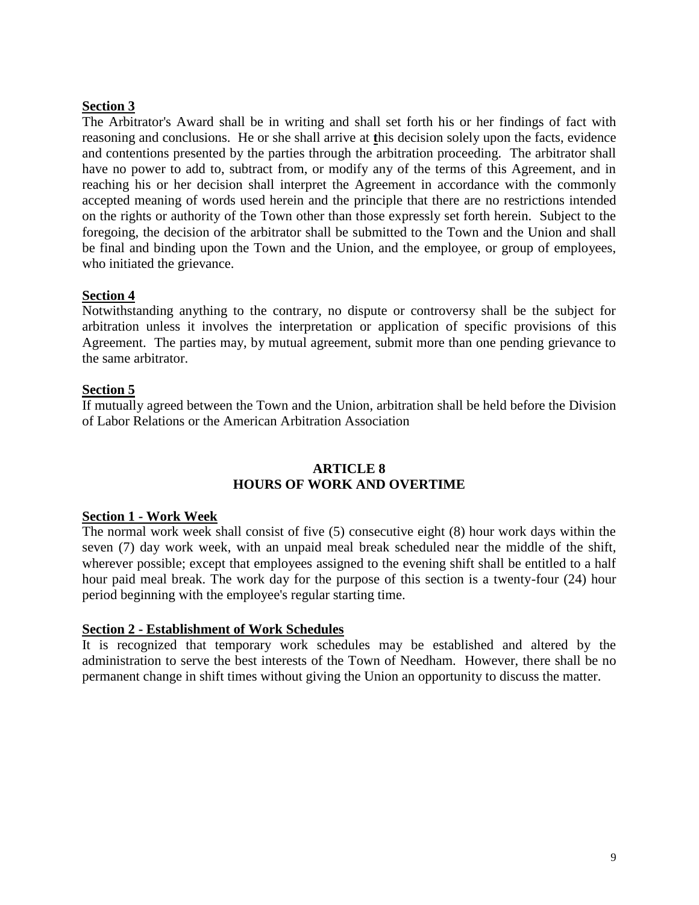**Section 3**

The Arbitrator's Award shall be in writing and shall set forth his or her findings of fact with reasoning and conclusions. He or she shall arrive at **t**his decision solely upon the facts, evidence and contentions presented by the parties through the arbitration proceeding. The arbitrator shall have no power to add to, subtract from, or modify any of the terms of this Agreement, and in reaching his or her decision shall interpret the Agreement in accordance with the commonly accepted meaning of words used herein and the principle that there are no restrictions intended on the rights or authority of the Town other than those expressly set forth herein. Subject to the foregoing, the decision of the arbitrator shall be submitted to the Town and the Union and shall be final and binding upon the Town and the Union, and the employee, or group of employees, who initiated the grievance.

**Section 4**

Notwithstanding anything to the contrary, no dispute or controversy shall be the subject for arbitration unless it involves the interpretation or application of specific provisions of this Agreement. The parties may, by mutual agreement, submit more than one pending grievance to the same arbitrator.

**Section 5**

If mutually agreed between the Town and the Union, arbitration shall be held before the Division of Labor Relations or the American Arbitration Association

## ARTICLE 8
## HOURS OF WORK AND OVERTIME

**Section 1 - Work Week**

The normal work week shall consist of five (5) consecutive eight (8) hour work days within the seven (7) day work week, with an unpaid meal break scheduled near the middle of the shift, wherever possible; except that employees assigned to the evening shift shall be entitled to a half hour paid meal break. The work day for the purpose of this section is a twenty-four (24) hour period beginning with the employee's regular starting time.

**Section 2 - Establishment of Work Schedules**

It is recognized that temporary work schedules may be established and altered by the administration to serve the best interests of the Town of Needham. However, there shall be no permanent change in shift times without giving the Union an opportunity to discuss the matter.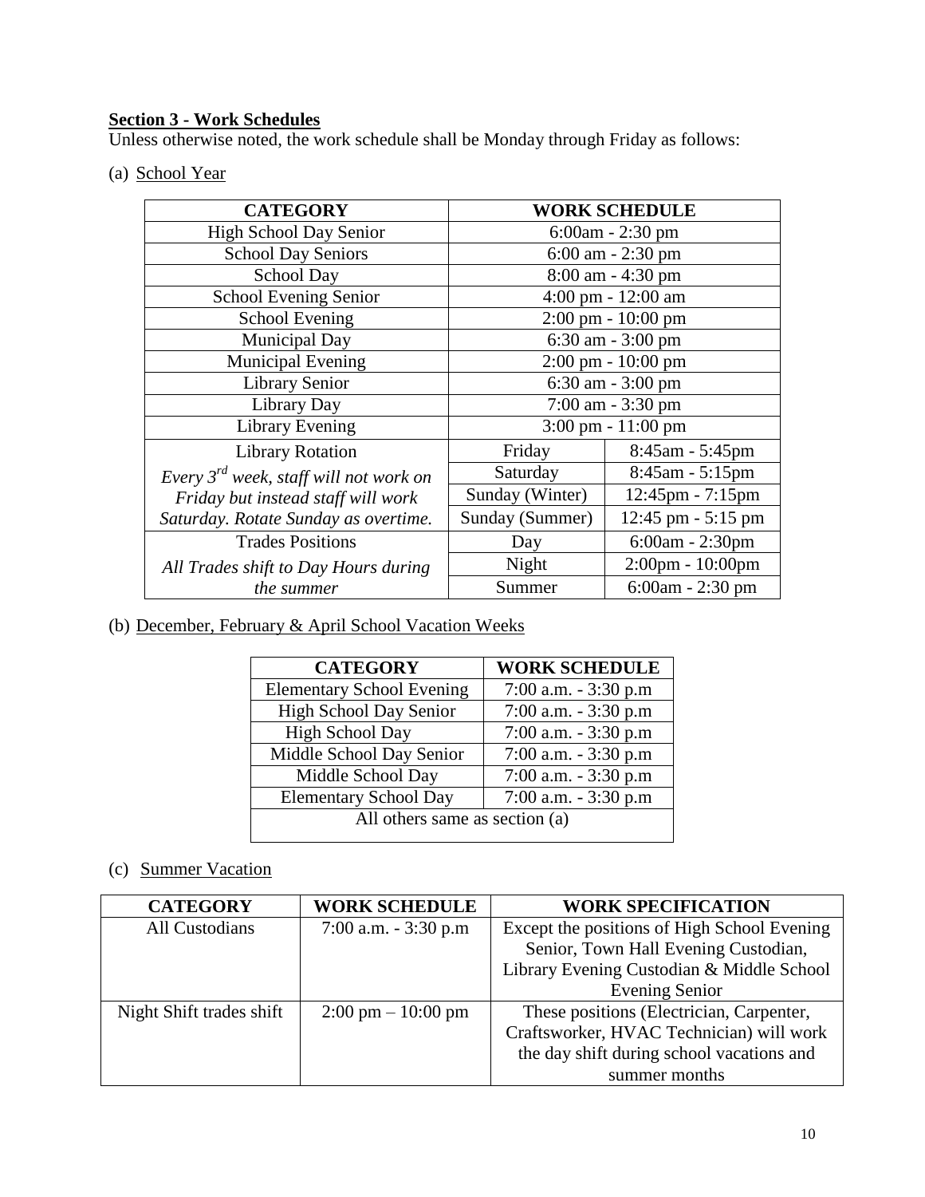**Section 3 - Work Schedules**

Unless otherwise noted, the work schedule shall be Monday through Friday as follows:

(a) School Year

| CATEGORY | WORK SCHEDULE | |
|---|---|---|
| High School Day Senior | 6:00am - 2:30 pm | |
| School Day Seniors | 6:00 am - 2:30 pm | |
| School Day | 8:00 am - 4:30 pm | |
| School Evening Senior | 4:00 pm - 12:00 am | |
| School Evening | 2:00 pm - 10:00 pm | |
| Municipal Day | 6:30 am - 3:00 pm | |
| Municipal Evening | 2:00 pm - 10:00 pm | |
| Library Senior | 6:30 am - 3:00 pm | |
| Library Day | 7:00 am - 3:30 pm | |
| Library Evening | 3:00 pm - 11:00 pm | |
| Library Rotation | Friday | 8:45am - 5:45pm |
| *Every 3rd week, staff will not work on* | Saturday | 8:45am - 5:15pm |
| *Friday but instead staff will work* | Sunday (Winter) | 12:45pm - 7:15pm |
| *Saturday. Rotate Sunday as overtime.* | Sunday (Summer) | 12:45 pm - 5:15 pm |
| Trades Positions | Day | 6:00am - 2:30pm |
| *All Trades shift to Day Hours during* | Night | 2:00pm - 10:00pm |
| *the summer* | Summer | 6:00am - 2:30 pm |

(b) December, February & April School Vacation Weeks

| CATEGORY | WORK SCHEDULE |
|---|---|
| Elementary School Evening | 7:00 a.m. - 3:30 p.m |
| High School Day Senior | 7:00 a.m. - 3:30 p.m |
| High School Day | 7:00 a.m. - 3:30 p.m |
| Middle School Day Senior | 7:00 a.m. - 3:30 p.m |
| Middle School Day | 7:00 a.m. - 3:30 p.m |
| Elementary School Day | 7:00 a.m. - 3:30 p.m |
| All others same as section (a) | |

(c) Summer Vacation

| CATEGORY | WORK SCHEDULE | WORK SPECIFICATION |
|---|---|---|
| All Custodians | 7:00 a.m. - 3:30 p.m | Except the positions of High School Evening Senior, Town Hall Evening Custodian, Library Evening Custodian & Middle School Evening Senior |
| Night Shift trades shift | 2:00 pm – 10:00 pm | These positions (Electrician, Carpenter, Craftsworker, HVAC Technician) will work the day shift during school vacations and summer months |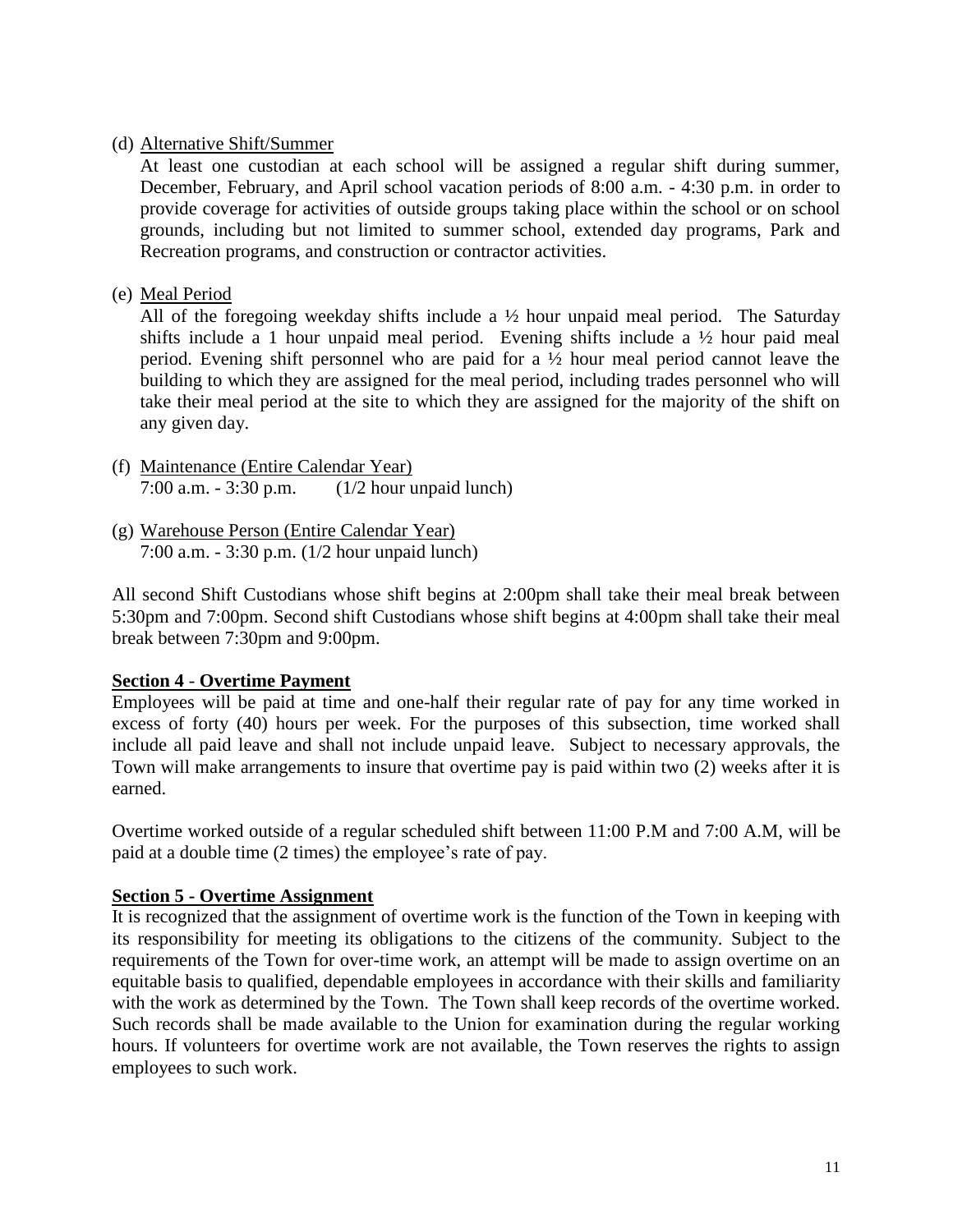(d) Alternative Shift/Summer

At least one custodian at each school will be assigned a regular shift during summer, December, February, and April school vacation periods of 8:00 a.m. - 4:30 p.m. in order to provide coverage for activities of outside groups taking place within the school or on school grounds, including but not limited to summer school, extended day programs, Park and Recreation programs, and construction or contractor activities.

(e) Meal Period

All of the foregoing weekday shifts include a ½ hour unpaid meal period. The Saturday shifts include a 1 hour unpaid meal period. Evening shifts include a ½ hour paid meal period. Evening shift personnel who are paid for a ½ hour meal period cannot leave the building to which they are assigned for the meal period, including trades personnel who will take their meal period at the site to which they are assigned for the majority of the shift on any given day.

(f) Maintenance (Entire Calendar Year)
7:00 a.m. - 3:30 p.m. (1/2 hour unpaid lunch)

(g) Warehouse Person (Entire Calendar Year)
7:00 a.m. - 3:30 p.m. (1/2 hour unpaid lunch)

All second Shift Custodians whose shift begins at 2:00pm shall take their meal break between 5:30pm and 7:00pm. Second shift Custodians whose shift begins at 4:00pm shall take their meal break between 7:30pm and 9:00pm.

**Section 4 - Overtime Payment**

Employees will be paid at time and one-half their regular rate of pay for any time worked in excess of forty (40) hours per week. For the purposes of this subsection, time worked shall include all paid leave and shall not include unpaid leave. Subject to necessary approvals, the Town will make arrangements to insure that overtime pay is paid within two (2) weeks after it is earned.

Overtime worked outside of a regular scheduled shift between 11:00 P.M and 7:00 A.M, will be paid at a double time (2 times) the employee's rate of pay.

**Section 5 - Overtime Assignment**

It is recognized that the assignment of overtime work is the function of the Town in keeping with its responsibility for meeting its obligations to the citizens of the community. Subject to the requirements of the Town for over-time work, an attempt will be made to assign overtime on an equitable basis to qualified, dependable employees in accordance with their skills and familiarity with the work as determined by the Town. The Town shall keep records of the overtime worked. Such records shall be made available to the Union for examination during the regular working hours. If volunteers for overtime work are not available, the Town reserves the rights to assign employees to such work.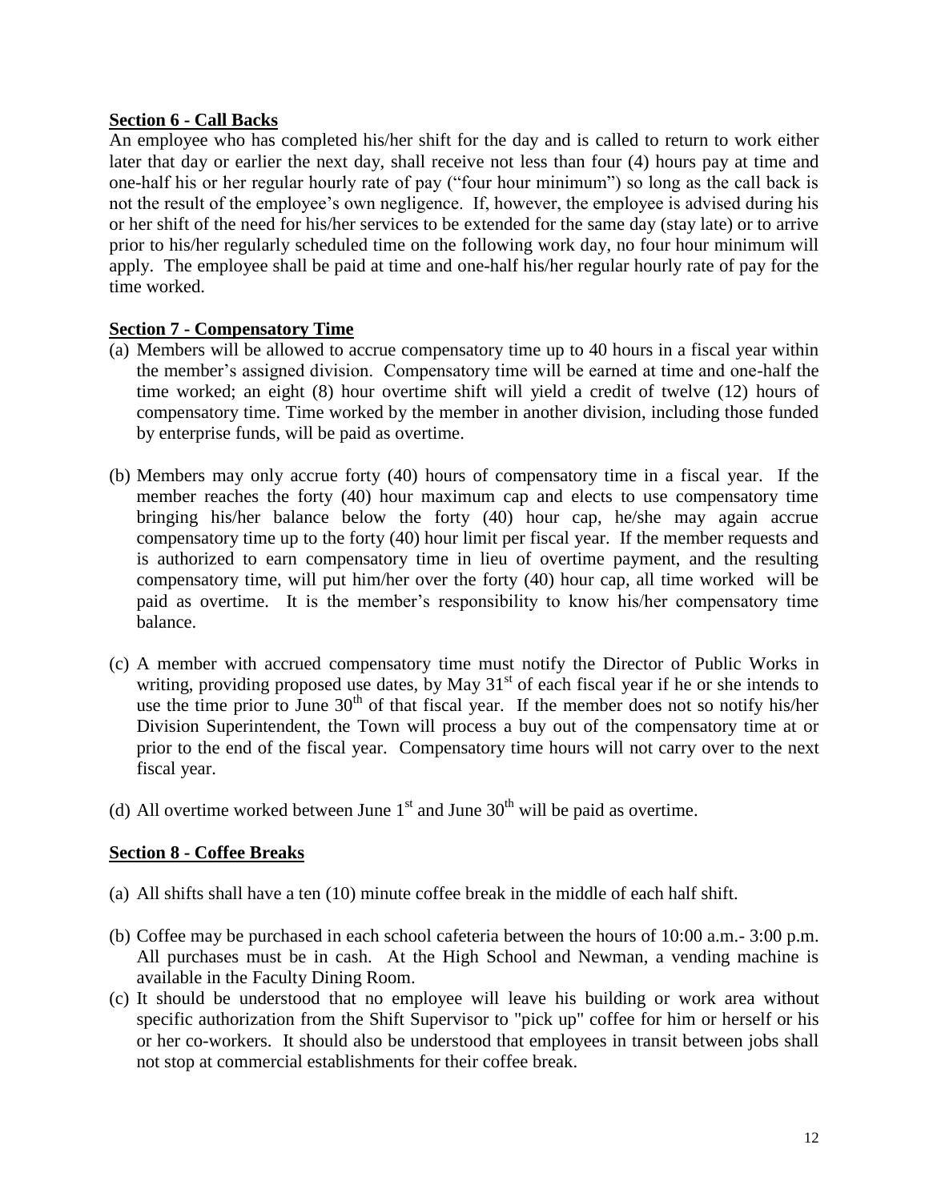**Section 6 - Call Backs**

An employee who has completed his/her shift for the day and is called to return to work either later that day or earlier the next day, shall receive not less than four (4) hours pay at time and one-half his or her regular hourly rate of pay ("four hour minimum") so long as the call back is not the result of the employee's own negligence. If, however, the employee is advised during his or her shift of the need for his/her services to be extended for the same day (stay late) or to arrive prior to his/her regularly scheduled time on the following work day, no four hour minimum will apply. The employee shall be paid at time and one-half his/her regular hourly rate of pay for the time worked.

**Section 7 - Compensatory Time**

(a) Members will be allowed to accrue compensatory time up to 40 hours in a fiscal year within the member's assigned division. Compensatory time will be earned at time and one-half the time worked; an eight (8) hour overtime shift will yield a credit of twelve (12) hours of compensatory time. Time worked by the member in another division, including those funded by enterprise funds, will be paid as overtime.

(b) Members may only accrue forty (40) hours of compensatory time in a fiscal year. If the member reaches the forty (40) hour maximum cap and elects to use compensatory time bringing his/her balance below the forty (40) hour cap, he/she may again accrue compensatory time up to the forty (40) hour limit per fiscal year. If the member requests and is authorized to earn compensatory time in lieu of overtime payment, and the resulting compensatory time, will put him/her over the forty (40) hour cap, all time worked will be paid as overtime. It is the member's responsibility to know his/her compensatory time balance.

(c) A member with accrued compensatory time must notify the Director of Public Works in writing, providing proposed use dates, by May 31st of each fiscal year if he or she intends to use the time prior to June 30th of that fiscal year. If the member does not so notify his/her Division Superintendent, the Town will process a buy out of the compensatory time at or prior to the end of the fiscal year. Compensatory time hours will not carry over to the next fiscal year.

(d) All overtime worked between June 1st and June 30th will be paid as overtime.

**Section 8 - Coffee Breaks**

(a) All shifts shall have a ten (10) minute coffee break in the middle of each half shift.

(b) Coffee may be purchased in each school cafeteria between the hours of 10:00 a.m.- 3:00 p.m. All purchases must be in cash. At the High School and Newman, a vending machine is available in the Faculty Dining Room.

(c) It should be understood that no employee will leave his building or work area without specific authorization from the Shift Supervisor to "pick up" coffee for him or herself or his or her co-workers. It should also be understood that employees in transit between jobs shall not stop at commercial establishments for their coffee break.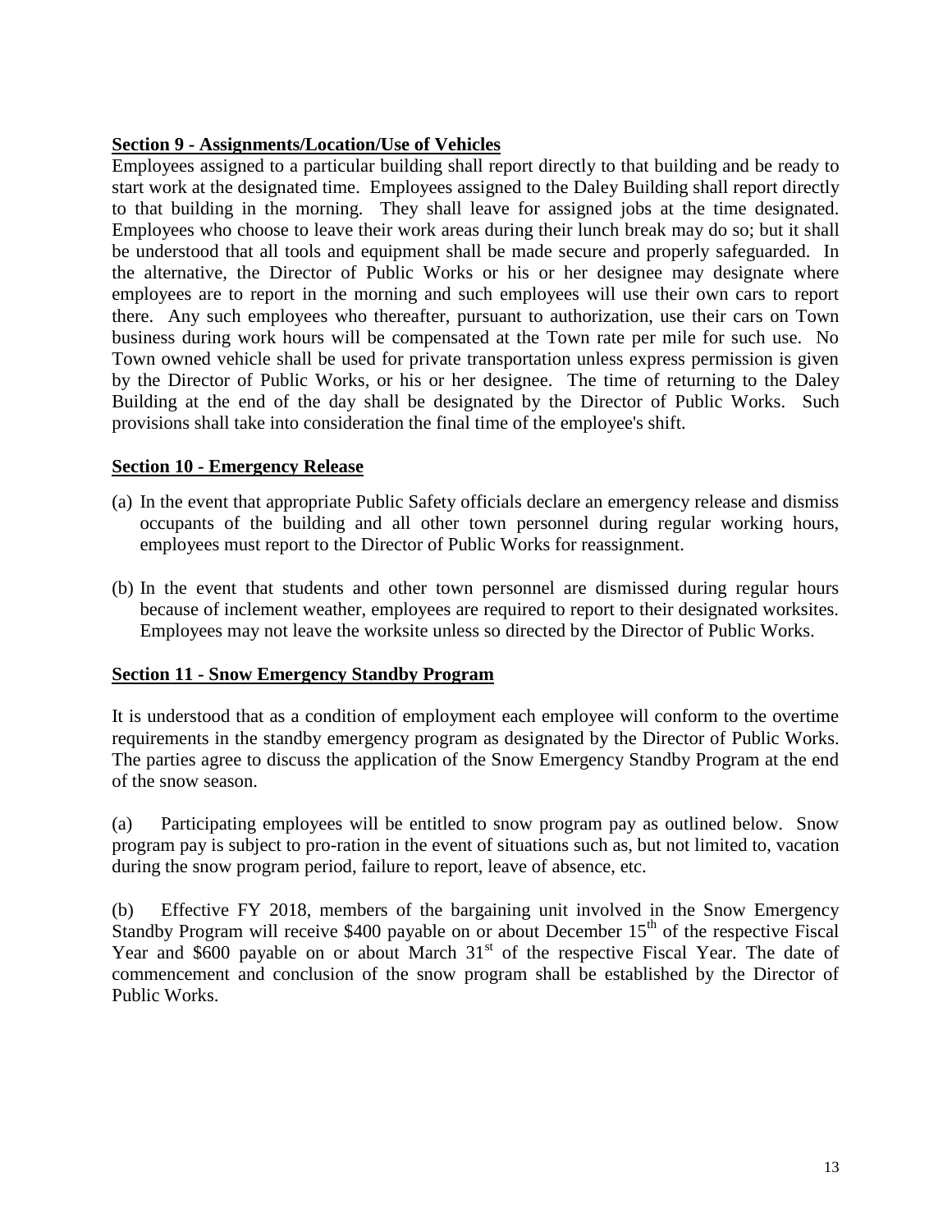**Section 9 - Assignments/Location/Use of Vehicles**

Employees assigned to a particular building shall report directly to that building and be ready to start work at the designated time. Employees assigned to the Daley Building shall report directly to that building in the morning. They shall leave for assigned jobs at the time designated. Employees who choose to leave their work areas during their lunch break may do so; but it shall be understood that all tools and equipment shall be made secure and properly safeguarded. In the alternative, the Director of Public Works or his or her designee may designate where employees are to report in the morning and such employees will use their own cars to report there. Any such employees who thereafter, pursuant to authorization, use their cars on Town business during work hours will be compensated at the Town rate per mile for such use. No Town owned vehicle shall be used for private transportation unless express permission is given by the Director of Public Works, or his or her designee. The time of returning to the Daley Building at the end of the day shall be designated by the Director of Public Works. Such provisions shall take into consideration the final time of the employee's shift.

**Section 10 - Emergency Release**

(a) In the event that appropriate Public Safety officials declare an emergency release and dismiss occupants of the building and all other town personnel during regular working hours, employees must report to the Director of Public Works for reassignment.

(b) In the event that students and other town personnel are dismissed during regular hours because of inclement weather, employees are required to report to their designated worksites. Employees may not leave the worksite unless so directed by the Director of Public Works.

**Section 11 - Snow Emergency Standby Program**

It is understood that as a condition of employment each employee will conform to the overtime requirements in the standby emergency program as designated by the Director of Public Works. The parties agree to discuss the application of the Snow Emergency Standby Program at the end of the snow season.

(a) Participating employees will be entitled to snow program pay as outlined below. Snow program pay is subject to pro-ration in the event of situations such as, but not limited to, vacation during the snow program period, failure to report, leave of absence, etc.

(b) Effective FY 2018, members of the bargaining unit involved in the Snow Emergency Standby Program will receive $400 payable on or about December 15th of the respective Fiscal Year and $600 payable on or about March 31st of the respective Fiscal Year. The date of commencement and conclusion of the snow program shall be established by the Director of Public Works.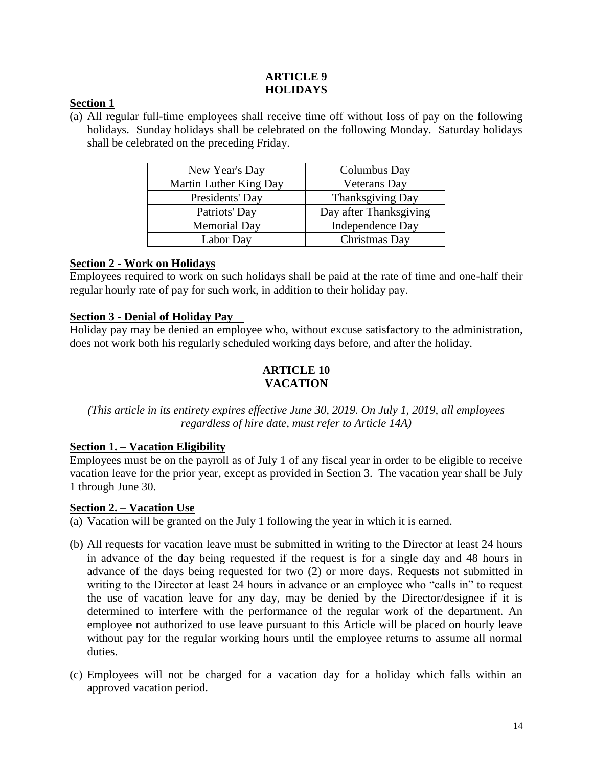## ARTICLE 9
## HOLIDAYS

**Section 1**

(a) All regular full-time employees shall receive time off without loss of pay on the following holidays. Sunday holidays shall be celebrated on the following Monday. Saturday holidays shall be celebrated on the preceding Friday.

| New Year's Day | Columbus Day |
|---|---|
| Martin Luther King Day | Veterans Day |
| Presidents' Day | Thanksgiving Day |
| Patriots' Day | Day after Thanksgiving |
| Memorial Day | Independence Day |
| Labor Day | Christmas Day |

**Section 2 - Work on Holidays**

Employees required to work on such holidays shall be paid at the rate of time and one-half their regular hourly rate of pay for such work, in addition to their holiday pay.

**Section 3 - Denial of Holiday Pay**

Holiday pay may be denied an employee who, without excuse satisfactory to the administration, does not work both his regularly scheduled working days before, and after the holiday.

## ARTICLE 10
## VACATION

*(This article in its entirety expires effective June 30, 2019. On July 1, 2019, all employees regardless of hire date, must refer to Article 14A)*

**Section 1. – Vacation Eligibility**

Employees must be on the payroll as of July 1 of any fiscal year in order to be eligible to receive vacation leave for the prior year, except as provided in Section 3. The vacation year shall be July 1 through June 30.

**Section 2. – Vacation Use**

(a) Vacation will be granted on the July 1 following the year in which it is earned.

(b) All requests for vacation leave must be submitted in writing to the Director at least 24 hours in advance of the day being requested if the request is for a single day and 48 hours in advance of the days being requested for two (2) or more days. Requests not submitted in writing to the Director at least 24 hours in advance or an employee who "calls in" to request the use of vacation leave for any day, may be denied by the Director/designee if it is determined to interfere with the performance of the regular work of the department. An employee not authorized to use leave pursuant to this Article will be placed on hourly leave without pay for the regular working hours until the employee returns to assume all normal duties.

(c) Employees will not be charged for a vacation day for a holiday which falls within an approved vacation period.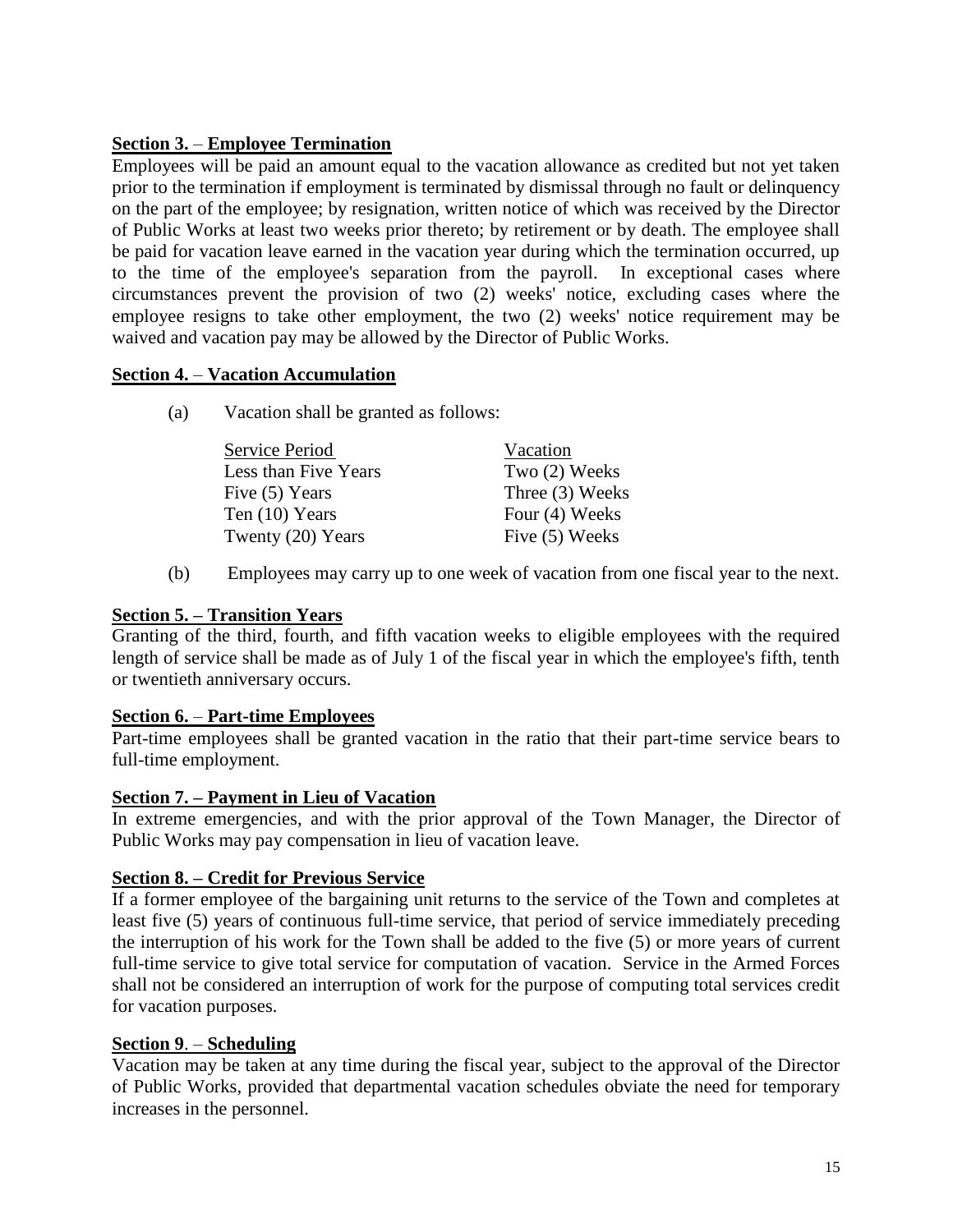**Section 3. – Employee Termination**

Employees will be paid an amount equal to the vacation allowance as credited but not yet taken prior to the termination if employment is terminated by dismissal through no fault or delinquency on the part of the employee; by resignation, written notice of which was received by the Director of Public Works at least two weeks prior thereto; by retirement or by death. The employee shall be paid for vacation leave earned in the vacation year during which the termination occurred, up to the time of the employee's separation from the payroll. In exceptional cases where circumstances prevent the provision of two (2) weeks' notice, excluding cases where the employee resigns to take other employment, the two (2) weeks' notice requirement may be waived and vacation pay may be allowed by the Director of Public Works.

**Section 4. – Vacation Accumulation**

(a) Vacation shall be granted as follows:

| Service Period | Vacation |
|---|---|
| Less than Five Years | Two (2) Weeks |
| Five (5) Years | Three (3) Weeks |
| Ten (10) Years | Four (4) Weeks |
| Twenty (20) Years | Five (5) Weeks |

(b) Employees may carry up to one week of vacation from one fiscal year to the next.

**Section 5. – Transition Years**

Granting of the third, fourth, and fifth vacation weeks to eligible employees with the required length of service shall be made as of July 1 of the fiscal year in which the employee's fifth, tenth or twentieth anniversary occurs.

**Section 6. – Part-time Employees**

Part-time employees shall be granted vacation in the ratio that their part-time service bears to full-time employment.

**Section 7. – Payment in Lieu of Vacation**

In extreme emergencies, and with the prior approval of the Town Manager, the Director of Public Works may pay compensation in lieu of vacation leave.

**Section 8. – Credit for Previous Service**

If a former employee of the bargaining unit returns to the service of the Town and completes at least five (5) years of continuous full-time service, that period of service immediately preceding the interruption of his work for the Town shall be added to the five (5) or more years of current full-time service to give total service for computation of vacation. Service in the Armed Forces shall not be considered an interruption of work for the purpose of computing total services credit for vacation purposes.

**Section 9. – Scheduling**

Vacation may be taken at any time during the fiscal year, subject to the approval of the Director of Public Works, provided that departmental vacation schedules obviate the need for temporary increases in the personnel.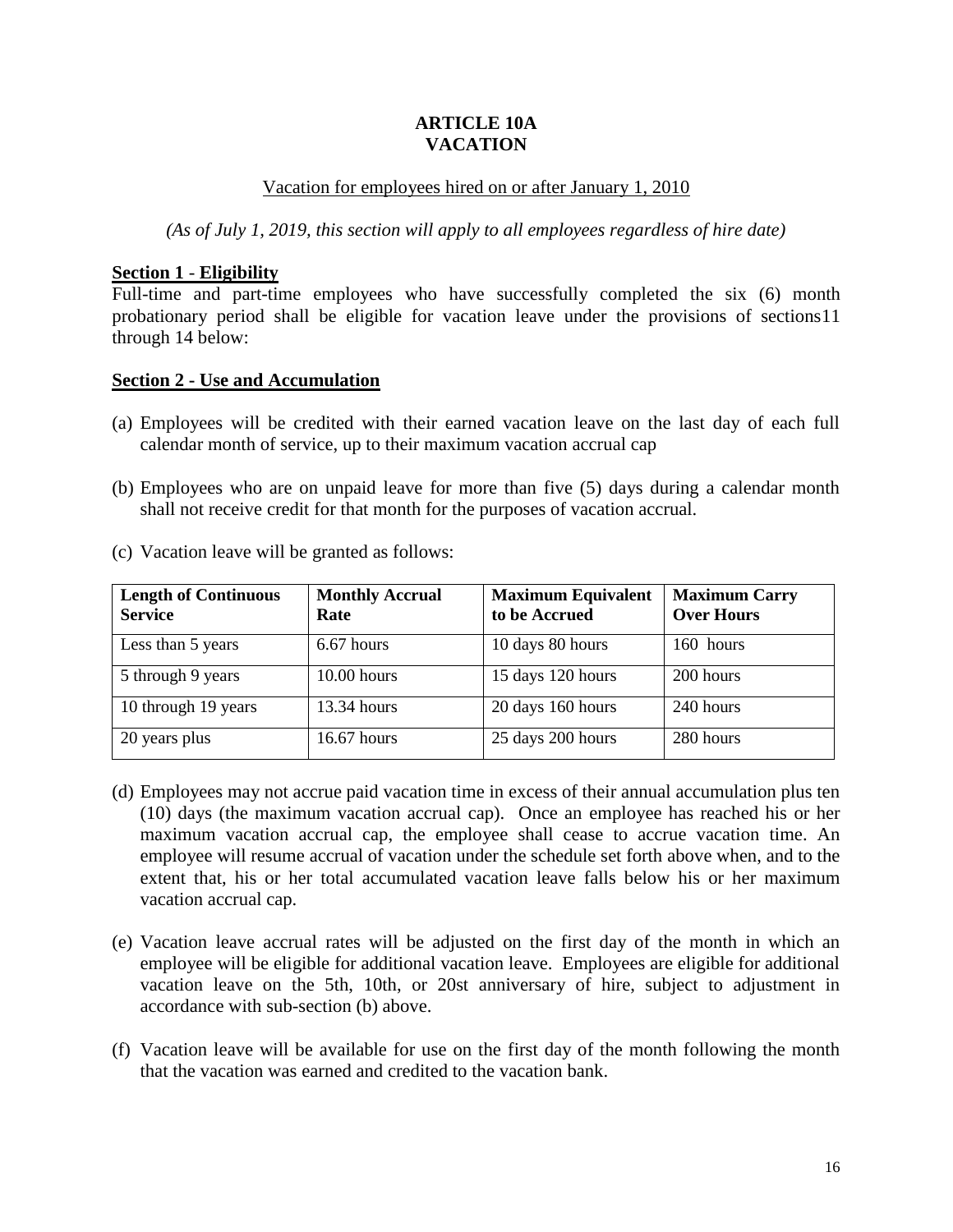# ARTICLE 10A
# VACATION

Vacation for employees hired on or after January 1, 2010

*(As of July 1, 2019, this section will apply to all employees regardless of hire date)*

**Section 1 - Eligibility**

Full-time and part-time employees who have successfully completed the six (6) month probationary period shall be eligible for vacation leave under the provisions of sections11 through 14 below:

**Section 2 - Use and Accumulation**

(a) Employees will be credited with their earned vacation leave on the last day of each full calendar month of service, up to their maximum vacation accrual cap

(b) Employees who are on unpaid leave for more than five (5) days during a calendar month shall not receive credit for that month for the purposes of vacation accrual.

(c) Vacation leave will be granted as follows:

| Length of Continuous Service | Monthly Accrual Rate | Maximum Equivalent to be Accrued | Maximum Carry Over Hours |
|---|---|---|---|
| Less than 5 years | 6.67 hours | 10 days 80 hours | 160 hours |
| 5 through 9 years | 10.00 hours | 15 days 120 hours | 200 hours |
| 10 through 19 years | 13.34 hours | 20 days 160 hours | 240 hours |
| 20 years plus | 16.67 hours | 25 days 200 hours | 280 hours |

(d) Employees may not accrue paid vacation time in excess of their annual accumulation plus ten (10) days (the maximum vacation accrual cap). Once an employee has reached his or her maximum vacation accrual cap, the employee shall cease to accrue vacation time. An employee will resume accrual of vacation under the schedule set forth above when, and to the extent that, his or her total accumulated vacation leave falls below his or her maximum vacation accrual cap.

(e) Vacation leave accrual rates will be adjusted on the first day of the month in which an employee will be eligible for additional vacation leave. Employees are eligible for additional vacation leave on the 5th, 10th, or 20st anniversary of hire, subject to adjustment in accordance with sub-section (b) above.

(f) Vacation leave will be available for use on the first day of the month following the month that the vacation was earned and credited to the vacation bank.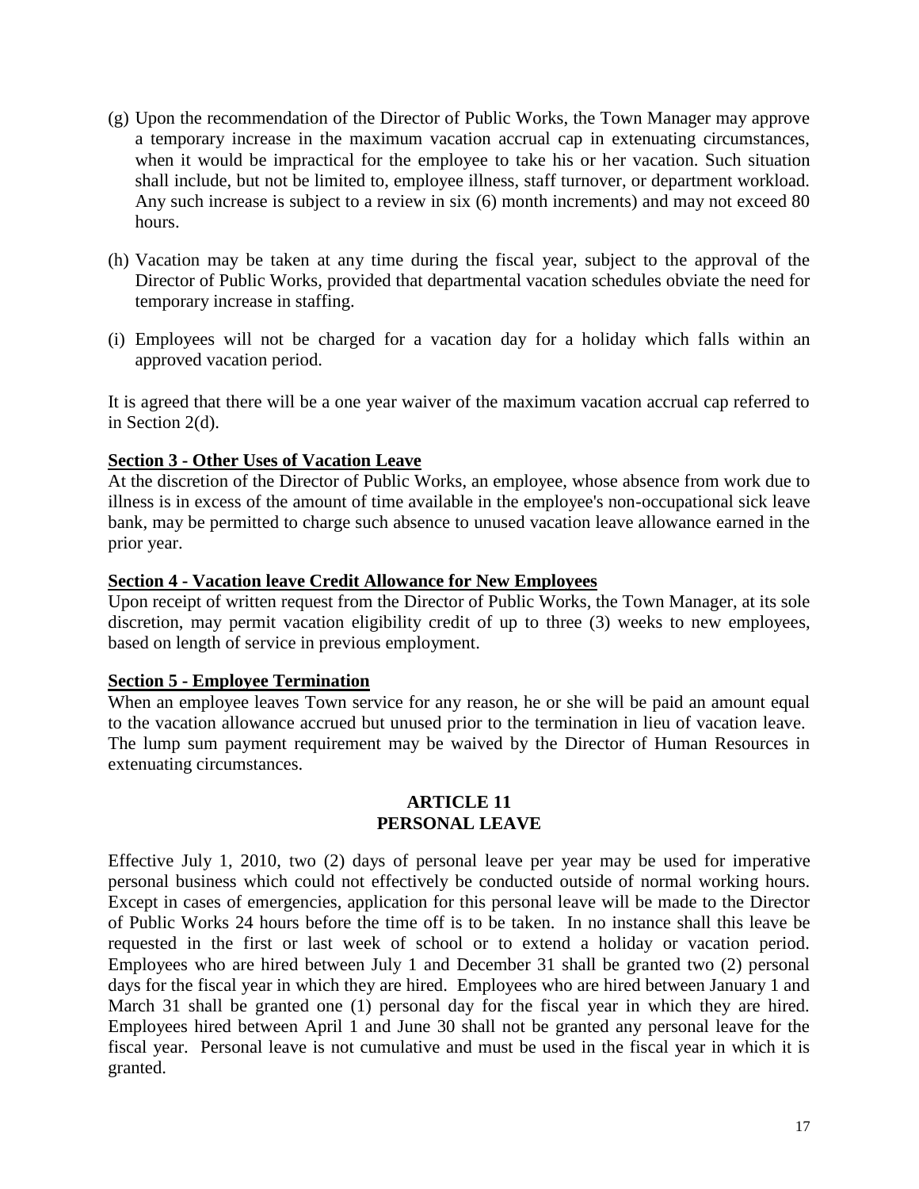(g) Upon the recommendation of the Director of Public Works, the Town Manager may approve a temporary increase in the maximum vacation accrual cap in extenuating circumstances, when it would be impractical for the employee to take his or her vacation. Such situation shall include, but not be limited to, employee illness, staff turnover, or department workload. Any such increase is subject to a review in six (6) month increments) and may not exceed 80 hours.

(h) Vacation may be taken at any time during the fiscal year, subject to the approval of the Director of Public Works, provided that departmental vacation schedules obviate the need for temporary increase in staffing.

(i) Employees will not be charged for a vacation day for a holiday which falls within an approved vacation period.

It is agreed that there will be a one year waiver of the maximum vacation accrual cap referred to in Section 2(d).

**Section 3 - Other Uses of Vacation Leave**

At the discretion of the Director of Public Works, an employee, whose absence from work due to illness is in excess of the amount of time available in the employee's non-occupational sick leave bank, may be permitted to charge such absence to unused vacation leave allowance earned in the prior year.

**Section 4 - Vacation leave Credit Allowance for New Employees**

Upon receipt of written request from the Director of Public Works, the Town Manager, at its sole discretion, may permit vacation eligibility credit of up to three (3) weeks to new employees, based on length of service in previous employment.

**Section 5 - Employee Termination**

When an employee leaves Town service for any reason, he or she will be paid an amount equal to the vacation allowance accrued but unused prior to the termination in lieu of vacation leave. The lump sum payment requirement may be waived by the Director of Human Resources in extenuating circumstances.

## ARTICLE 11
## PERSONAL LEAVE

Effective July 1, 2010, two (2) days of personal leave per year may be used for imperative personal business which could not effectively be conducted outside of normal working hours. Except in cases of emergencies, application for this personal leave will be made to the Director of Public Works 24 hours before the time off is to be taken. In no instance shall this leave be requested in the first or last week of school or to extend a holiday or vacation period. Employees who are hired between July 1 and December 31 shall be granted two (2) personal days for the fiscal year in which they are hired. Employees who are hired between January 1 and March 31 shall be granted one (1) personal day for the fiscal year in which they are hired. Employees hired between April 1 and June 30 shall not be granted any personal leave for the fiscal year. Personal leave is not cumulative and must be used in the fiscal year in which it is granted.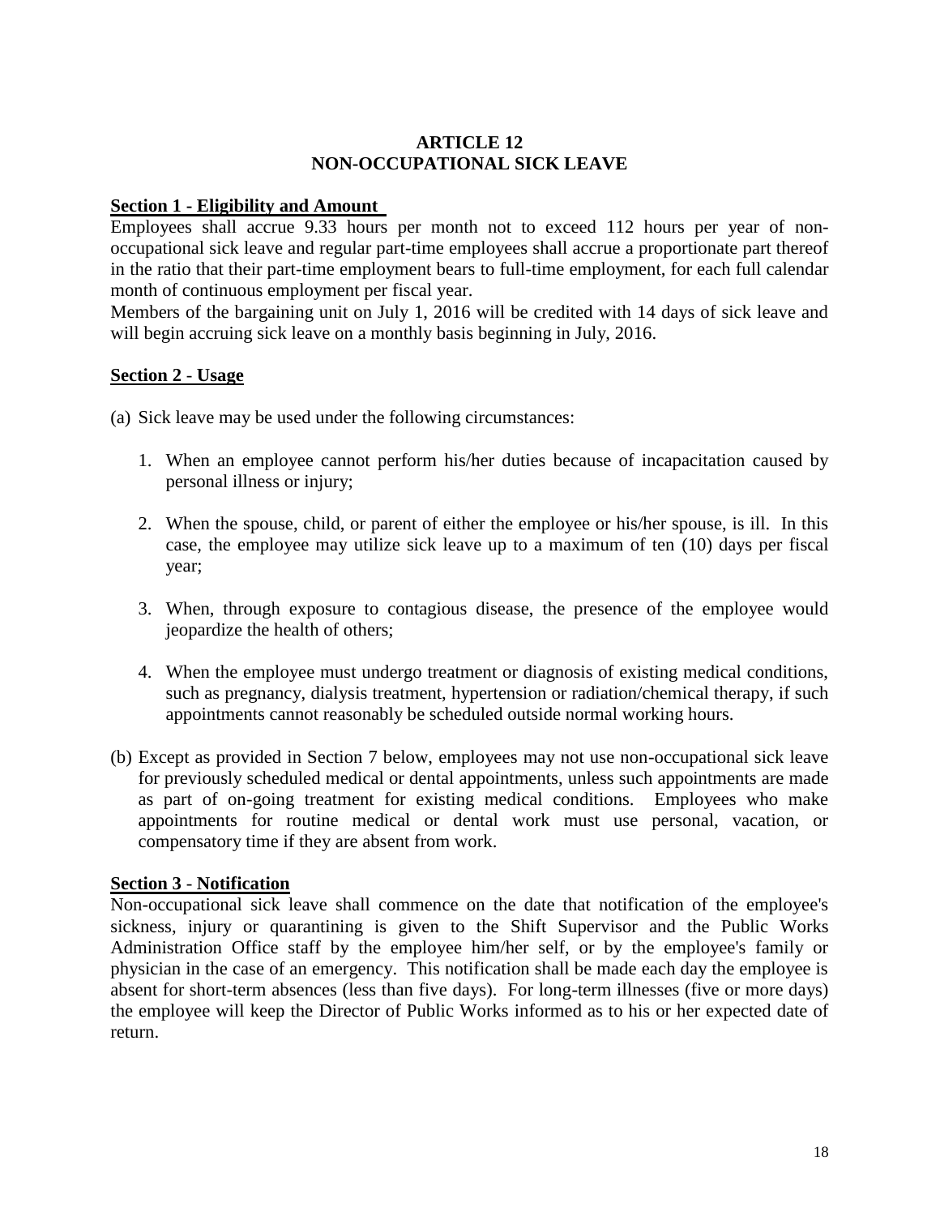# ARTICLE 12
# NON-OCCUPATIONAL SICK LEAVE

**Section 1 - Eligibility and Amount**

Employees shall accrue 9.33 hours per month not to exceed 112 hours per year of non-occupational sick leave and regular part-time employees shall accrue a proportionate part thereof in the ratio that their part-time employment bears to full-time employment, for each full calendar month of continuous employment per fiscal year.

Members of the bargaining unit on July 1, 2016 will be credited with 14 days of sick leave and will begin accruing sick leave on a monthly basis beginning in July, 2016.

**Section 2 - Usage**

(a) Sick leave may be used under the following circumstances:

1. When an employee cannot perform his/her duties because of incapacitation caused by personal illness or injury;

2. When the spouse, child, or parent of either the employee or his/her spouse, is ill. In this case, the employee may utilize sick leave up to a maximum of ten (10) days per fiscal year;

3. When, through exposure to contagious disease, the presence of the employee would jeopardize the health of others;

4. When the employee must undergo treatment or diagnosis of existing medical conditions, such as pregnancy, dialysis treatment, hypertension or radiation/chemical therapy, if such appointments cannot reasonably be scheduled outside normal working hours.

(b) Except as provided in Section 7 below, employees may not use non-occupational sick leave for previously scheduled medical or dental appointments, unless such appointments are made as part of on-going treatment for existing medical conditions. Employees who make appointments for routine medical or dental work must use personal, vacation, or compensatory time if they are absent from work.

**Section 3 - Notification**

Non-occupational sick leave shall commence on the date that notification of the employee's sickness, injury or quarantining is given to the Shift Supervisor and the Public Works Administration Office staff by the employee him/her self, or by the employee's family or physician in the case of an emergency. This notification shall be made each day the employee is absent for short-term absences (less than five days). For long-term illnesses (five or more days) the employee will keep the Director of Public Works informed as to his or her expected date of return.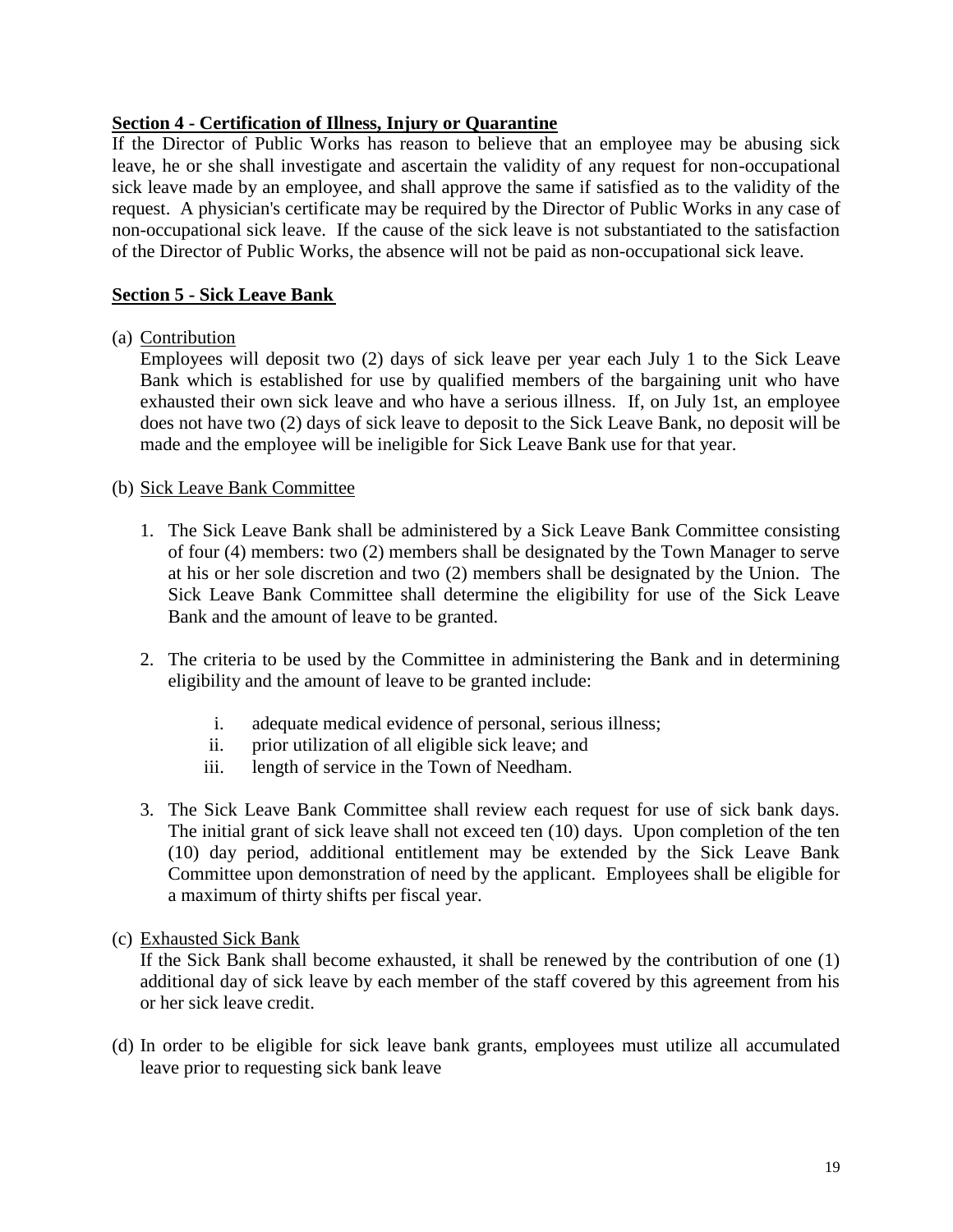**Section 4 - Certification of Illness, Injury or Quarantine**

If the Director of Public Works has reason to believe that an employee may be abusing sick leave, he or she shall investigate and ascertain the validity of any request for non-occupational sick leave made by an employee, and shall approve the same if satisfied as to the validity of the request. A physician's certificate may be required by the Director of Public Works in any case of non-occupational sick leave. If the cause of the sick leave is not substantiated to the satisfaction of the Director of Public Works, the absence will not be paid as non-occupational sick leave.

**Section 5 - Sick Leave Bank**

(a) Contribution

Employees will deposit two (2) days of sick leave per year each July 1 to the Sick Leave Bank which is established for use by qualified members of the bargaining unit who have exhausted their own sick leave and who have a serious illness. If, on July 1st, an employee does not have two (2) days of sick leave to deposit to the Sick Leave Bank, no deposit will be made and the employee will be ineligible for Sick Leave Bank use for that year.

(b) Sick Leave Bank Committee

1. The Sick Leave Bank shall be administered by a Sick Leave Bank Committee consisting of four (4) members: two (2) members shall be designated by the Town Manager to serve at his or her sole discretion and two (2) members shall be designated by the Union. The Sick Leave Bank Committee shall determine the eligibility for use of the Sick Leave Bank and the amount of leave to be granted.

2. The criteria to be used by the Committee in administering the Bank and in determining eligibility and the amount of leave to be granted include:

   i. adequate medical evidence of personal, serious illness;
   ii. prior utilization of all eligible sick leave; and
   iii. length of service in the Town of Needham.

3. The Sick Leave Bank Committee shall review each request for use of sick bank days. The initial grant of sick leave shall not exceed ten (10) days. Upon completion of the ten (10) day period, additional entitlement may be extended by the Sick Leave Bank Committee upon demonstration of need by the applicant. Employees shall be eligible for a maximum of thirty shifts per fiscal year.

(c) Exhausted Sick Bank

If the Sick Bank shall become exhausted, it shall be renewed by the contribution of one (1) additional day of sick leave by each member of the staff covered by this agreement from his or her sick leave credit.

(d) In order to be eligible for sick leave bank grants, employees must utilize all accumulated leave prior to requesting sick bank leave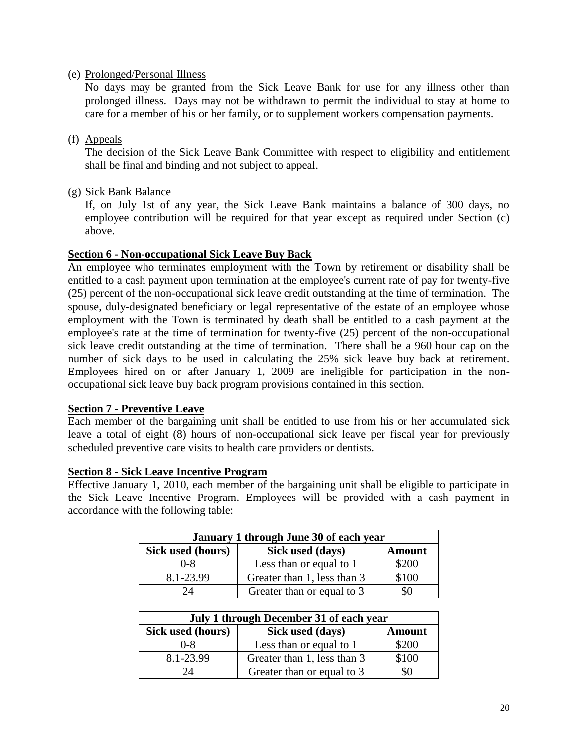(e) Prolonged/Personal Illness

No days may be granted from the Sick Leave Bank for use for any illness other than prolonged illness. Days may not be withdrawn to permit the individual to stay at home to care for a member of his or her family, or to supplement workers compensation payments.

(f) Appeals

The decision of the Sick Leave Bank Committee with respect to eligibility and entitlement shall be final and binding and not subject to appeal.

(g) Sick Bank Balance

If, on July 1st of any year, the Sick Leave Bank maintains a balance of 300 days, no employee contribution will be required for that year except as required under Section (c) above.

**Section 6 - Non-occupational Sick Leave Buy Back**

An employee who terminates employment with the Town by retirement or disability shall be entitled to a cash payment upon termination at the employee's current rate of pay for twenty-five (25) percent of the non-occupational sick leave credit outstanding at the time of termination. The spouse, duly-designated beneficiary or legal representative of the estate of an employee whose employment with the Town is terminated by death shall be entitled to a cash payment at the employee's rate at the time of termination for twenty-five (25) percent of the non-occupational sick leave credit outstanding at the time of termination. There shall be a 960 hour cap on the number of sick days to be used in calculating the 25% sick leave buy back at retirement. Employees hired on or after January 1, 2009 are ineligible for participation in the non-occupational sick leave buy back program provisions contained in this section.

**Section 7 - Preventive Leave**

Each member of the bargaining unit shall be entitled to use from his or her accumulated sick leave a total of eight (8) hours of non-occupational sick leave per fiscal year for previously scheduled preventive care visits to health care providers or dentists.

**Section 8 - Sick Leave Incentive Program**

Effective January 1, 2010, each member of the bargaining unit shall be eligible to participate in the Sick Leave Incentive Program. Employees will be provided with a cash payment in accordance with the following table:

| January 1 through June 30 of each year | | |
|---|---|---|
| **Sick used (hours)** | **Sick used (days)** | **Amount** |
| 0-8 | Less than or equal to 1 | $200 |
| 8.1-23.99 | Greater than 1, less than 3 | $100 |
| 24 | Greater than or equal to 3 | $0 |

| July 1 through December 31 of each year | | |
|---|---|---|
| **Sick used (hours)** | **Sick used (days)** | **Amount** |
| 0-8 | Less than or equal to 1 | $200 |
| 8.1-23.99 | Greater than 1, less than 3 | $100 |
| 24 | Greater than or equal to 3 | $0 |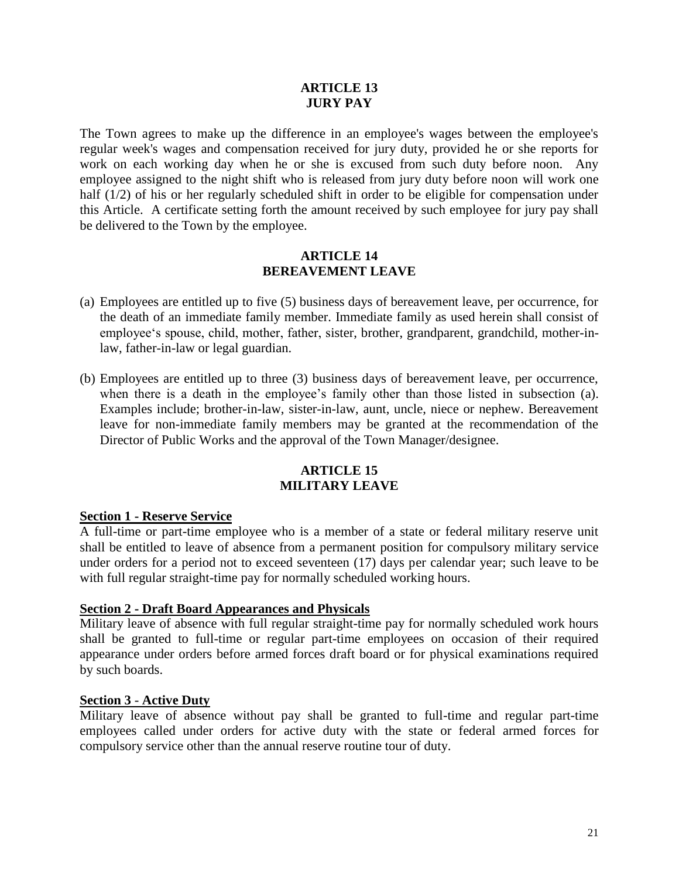## ARTICLE 13
## JURY PAY

The Town agrees to make up the difference in an employee's wages between the employee's regular week's wages and compensation received for jury duty, provided he or she reports for work on each working day when he or she is excused from such duty before noon. Any employee assigned to the night shift who is released from jury duty before noon will work one half (1/2) of his or her regularly scheduled shift in order to be eligible for compensation under this Article. A certificate setting forth the amount received by such employee for jury pay shall be delivered to the Town by the employee.

## ARTICLE 14
## BEREAVEMENT LEAVE

(a) Employees are entitled up to five (5) business days of bereavement leave, per occurrence, for the death of an immediate family member. Immediate family as used herein shall consist of employee‘s spouse, child, mother, father, sister, brother, grandparent, grandchild, mother-in-law, father-in-law or legal guardian.

(b) Employees are entitled up to three (3) business days of bereavement leave, per occurrence, when there is a death in the employee's family other than those listed in subsection (a). Examples include; brother-in-law, sister-in-law, aunt, uncle, niece or nephew. Bereavement leave for non-immediate family members may be granted at the recommendation of the Director of Public Works and the approval of the Town Manager/designee.

## ARTICLE 15
## MILITARY LEAVE

**Section 1 - Reserve Service**

A full-time or part-time employee who is a member of a state or federal military reserve unit shall be entitled to leave of absence from a permanent position for compulsory military service under orders for a period not to exceed seventeen (17) days per calendar year; such leave to be with full regular straight-time pay for normally scheduled working hours.

**Section 2 - Draft Board Appearances and Physicals**

Military leave of absence with full regular straight-time pay for normally scheduled work hours shall be granted to full-time or regular part-time employees on occasion of their required appearance under orders before armed forces draft board or for physical examinations required by such boards.

**Section 3 - Active Duty**

Military leave of absence without pay shall be granted to full-time and regular part-time employees called under orders for active duty with the state or federal armed forces for compulsory service other than the annual reserve routine tour of duty.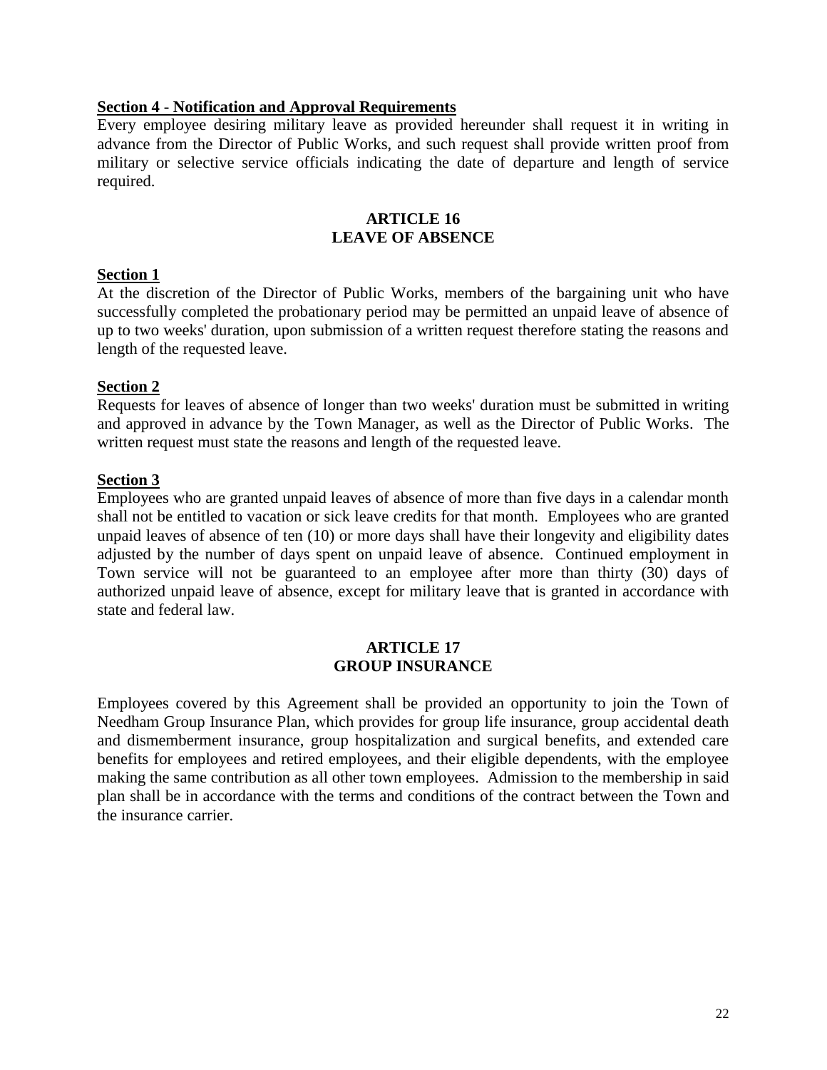**Section 4 - Notification and Approval Requirements**

Every employee desiring military leave as provided hereunder shall request it in writing in advance from the Director of Public Works, and such request shall provide written proof from military or selective service officials indicating the date of departure and length of service required.

## ARTICLE 16
## LEAVE OF ABSENCE

**Section 1**

At the discretion of the Director of Public Works, members of the bargaining unit who have successfully completed the probationary period may be permitted an unpaid leave of absence of up to two weeks' duration, upon submission of a written request therefore stating the reasons and length of the requested leave.

**Section 2**

Requests for leaves of absence of longer than two weeks' duration must be submitted in writing and approved in advance by the Town Manager, as well as the Director of Public Works. The written request must state the reasons and length of the requested leave.

**Section 3**

Employees who are granted unpaid leaves of absence of more than five days in a calendar month shall not be entitled to vacation or sick leave credits for that month. Employees who are granted unpaid leaves of absence of ten (10) or more days shall have their longevity and eligibility dates adjusted by the number of days spent on unpaid leave of absence. Continued employment in Town service will not be guaranteed to an employee after more than thirty (30) days of authorized unpaid leave of absence, except for military leave that is granted in accordance with state and federal law.

## ARTICLE 17
## GROUP INSURANCE

Employees covered by this Agreement shall be provided an opportunity to join the Town of Needham Group Insurance Plan, which provides for group life insurance, group accidental death and dismemberment insurance, group hospitalization and surgical benefits, and extended care benefits for employees and retired employees, and their eligible dependents, with the employee making the same contribution as all other town employees. Admission to the membership in said plan shall be in accordance with the terms and conditions of the contract between the Town and the insurance carrier.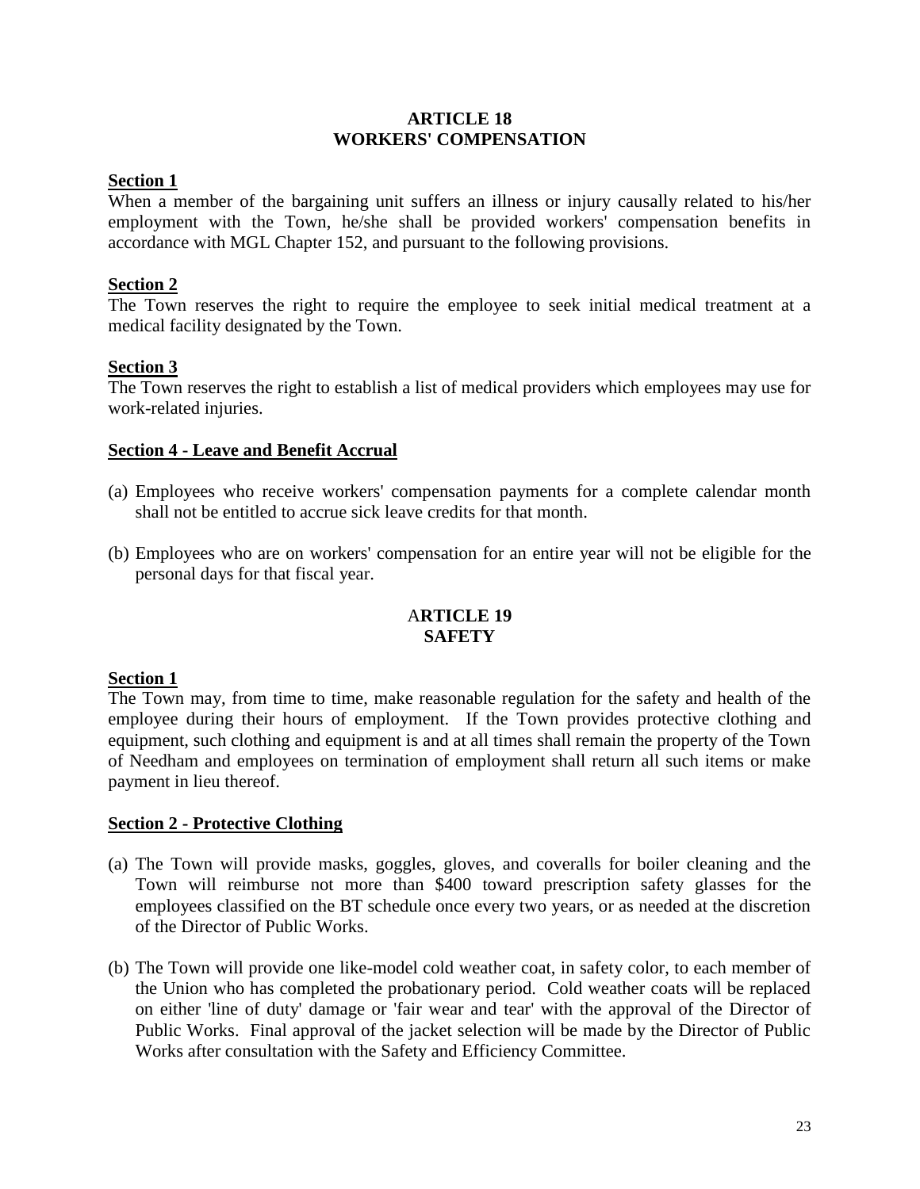## ARTICLE 18
## WORKERS' COMPENSATION

**Section 1**

When a member of the bargaining unit suffers an illness or injury causally related to his/her employment with the Town, he/she shall be provided workers' compensation benefits in accordance with MGL Chapter 152, and pursuant to the following provisions.

**Section 2**

The Town reserves the right to require the employee to seek initial medical treatment at a medical facility designated by the Town.

**Section 3**

The Town reserves the right to establish a list of medical providers which employees may use for work-related injuries.

**Section 4 - Leave and Benefit Accrual**

(a) Employees who receive workers' compensation payments for a complete calendar month shall not be entitled to accrue sick leave credits for that month.

(b) Employees who are on workers' compensation for an entire year will not be eligible for the personal days for that fiscal year.

## ARTICLE 19
## SAFETY

**Section 1**

The Town may, from time to time, make reasonable regulation for the safety and health of the employee during their hours of employment. If the Town provides protective clothing and equipment, such clothing and equipment is and at all times shall remain the property of the Town of Needham and employees on termination of employment shall return all such items or make payment in lieu thereof.

**Section 2 - Protective Clothing**

(a) The Town will provide masks, goggles, gloves, and coveralls for boiler cleaning and the Town will reimburse not more than $400 toward prescription safety glasses for the employees classified on the BT schedule once every two years, or as needed at the discretion of the Director of Public Works.

(b) The Town will provide one like-model cold weather coat, in safety color, to each member of the Union who has completed the probationary period. Cold weather coats will be replaced on either 'line of duty' damage or 'fair wear and tear' with the approval of the Director of Public Works. Final approval of the jacket selection will be made by the Director of Public Works after consultation with the Safety and Efficiency Committee.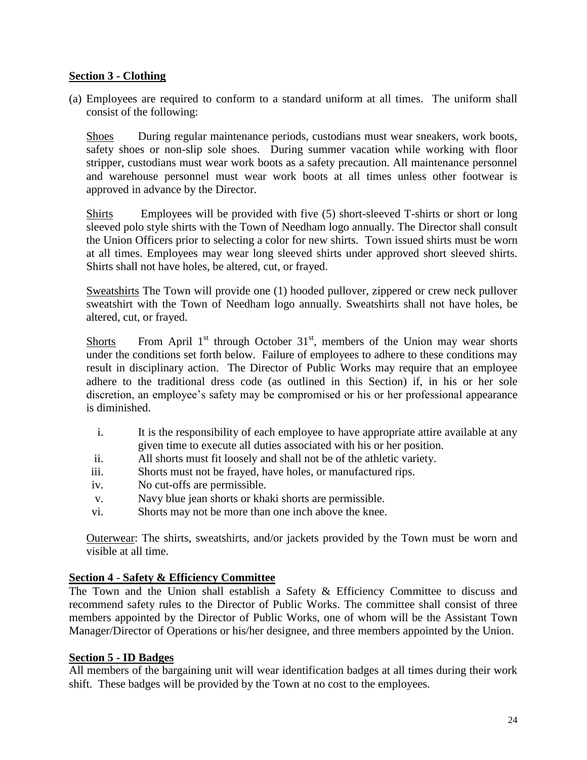**Section 3 - Clothing**

(a) Employees are required to conform to a standard uniform at all times. The uniform shall consist of the following:

Shoes During regular maintenance periods, custodians must wear sneakers, work boots, safety shoes or non-slip sole shoes. During summer vacation while working with floor stripper, custodians must wear work boots as a safety precaution. All maintenance personnel and warehouse personnel must wear work boots at all times unless other footwear is approved in advance by the Director.

Shirts Employees will be provided with five (5) short-sleeved T-shirts or short or long sleeved polo style shirts with the Town of Needham logo annually. The Director shall consult the Union Officers prior to selecting a color for new shirts. Town issued shirts must be worn at all times. Employees may wear long sleeved shirts under approved short sleeved shirts. Shirts shall not have holes, be altered, cut, or frayed.

Sweatshirts The Town will provide one (1) hooded pullover, zippered or crew neck pullover sweatshirt with the Town of Needham logo annually. Sweatshirts shall not have holes, be altered, cut, or frayed.

Shorts From April 1st through October 31st, members of the Union may wear shorts under the conditions set forth below. Failure of employees to adhere to these conditions may result in disciplinary action. The Director of Public Works may require that an employee adhere to the traditional dress code (as outlined in this Section) if, in his or her sole discretion, an employee's safety may be compromised or his or her professional appearance is diminished.

i. It is the responsibility of each employee to have appropriate attire available at any given time to execute all duties associated with his or her position.
ii. All shorts must fit loosely and shall not be of the athletic variety.
iii. Shorts must not be frayed, have holes, or manufactured rips.
iv. No cut-offs are permissible.
v. Navy blue jean shorts or khaki shorts are permissible.
vi. Shorts may not be more than one inch above the knee.

Outerwear: The shirts, sweatshirts, and/or jackets provided by the Town must be worn and visible at all time.

**Section 4 - Safety & Efficiency Committee**

The Town and the Union shall establish a Safety & Efficiency Committee to discuss and recommend safety rules to the Director of Public Works. The committee shall consist of three members appointed by the Director of Public Works, one of whom will be the Assistant Town Manager/Director of Operations or his/her designee, and three members appointed by the Union.

**Section 5 - ID Badges**

All members of the bargaining unit will wear identification badges at all times during their work shift. These badges will be provided by the Town at no cost to the employees.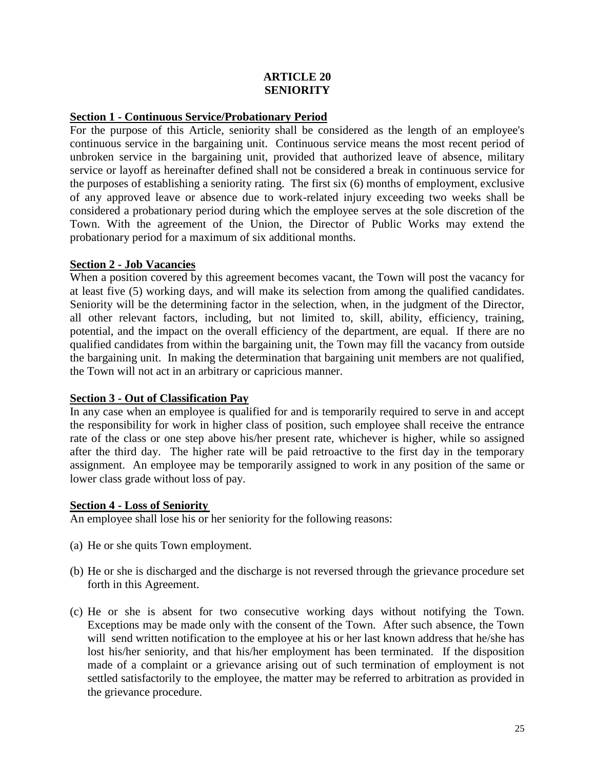# ARTICLE 20
# SENIORITY

## Section 1 - Continuous Service/Probationary Period

For the purpose of this Article, seniority shall be considered as the length of an employee's continuous service in the bargaining unit. Continuous service means the most recent period of unbroken service in the bargaining unit, provided that authorized leave of absence, military service or layoff as hereinafter defined shall not be considered a break in continuous service for the purposes of establishing a seniority rating. The first six (6) months of employment, exclusive of any approved leave or absence due to work-related injury exceeding two weeks shall be considered a probationary period during which the employee serves at the sole discretion of the Town. With the agreement of the Union, the Director of Public Works may extend the probationary period for a maximum of six additional months.

## Section 2 - Job Vacancies

When a position covered by this agreement becomes vacant, the Town will post the vacancy for at least five (5) working days, and will make its selection from among the qualified candidates. Seniority will be the determining factor in the selection, when, in the judgment of the Director, all other relevant factors, including, but not limited to, skill, ability, efficiency, training, potential, and the impact on the overall efficiency of the department, are equal. If there are no qualified candidates from within the bargaining unit, the Town may fill the vacancy from outside the bargaining unit. In making the determination that bargaining unit members are not qualified, the Town will not act in an arbitrary or capricious manner.

## Section 3 - Out of Classification Pay

In any case when an employee is qualified for and is temporarily required to serve in and accept the responsibility for work in higher class of position, such employee shall receive the entrance rate of the class or one step above his/her present rate, whichever is higher, while so assigned after the third day. The higher rate will be paid retroactive to the first day in the temporary assignment. An employee may be temporarily assigned to work in any position of the same or lower class grade without loss of pay.

## Section 4 - Loss of Seniority

An employee shall lose his or her seniority for the following reasons:

(a) He or she quits Town employment.

(b) He or she is discharged and the discharge is not reversed through the grievance procedure set forth in this Agreement.

(c) He or she is absent for two consecutive working days without notifying the Town. Exceptions may be made only with the consent of the Town. After such absence, the Town will send written notification to the employee at his or her last known address that he/she has lost his/her seniority, and that his/her employment has been terminated. If the disposition made of a complaint or a grievance arising out of such termination of employment is not settled satisfactorily to the employee, the matter may be referred to arbitration as provided in the grievance procedure.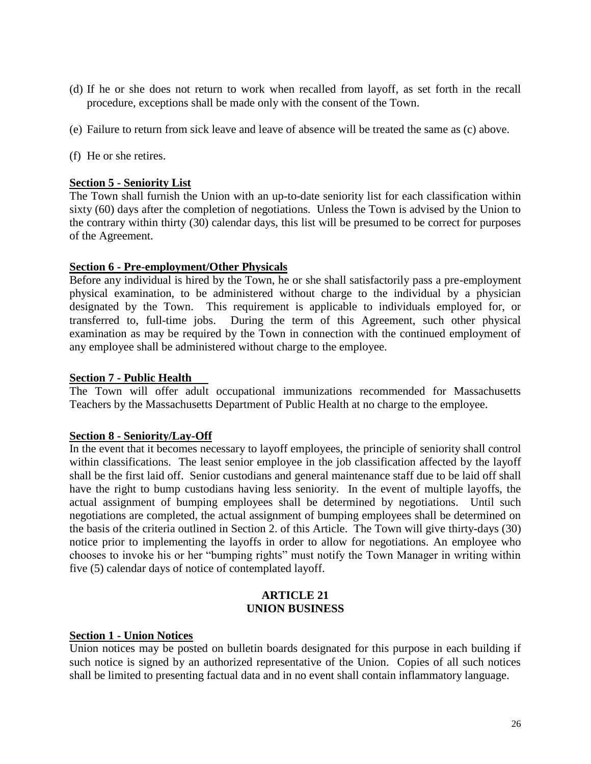(d) If he or she does not return to work when recalled from layoff, as set forth in the recall procedure, exceptions shall be made only with the consent of the Town.

(e) Failure to return from sick leave and leave of absence will be treated the same as (c) above.

(f) He or she retires.

**Section 5 - Seniority List**

The Town shall furnish the Union with an up-to-date seniority list for each classification within sixty (60) days after the completion of negotiations. Unless the Town is advised by the Union to the contrary within thirty (30) calendar days, this list will be presumed to be correct for purposes of the Agreement.

**Section 6 - Pre-employment/Other Physicals**

Before any individual is hired by the Town, he or she shall satisfactorily pass a pre-employment physical examination, to be administered without charge to the individual by a physician designated by the Town. This requirement is applicable to individuals employed for, or transferred to, full-time jobs. During the term of this Agreement, such other physical examination as may be required by the Town in connection with the continued employment of any employee shall be administered without charge to the employee.

**Section 7 - Public Health**

The Town will offer adult occupational immunizations recommended for Massachusetts Teachers by the Massachusetts Department of Public Health at no charge to the employee.

**Section 8 - Seniority/Lay-Off**

In the event that it becomes necessary to layoff employees, the principle of seniority shall control within classifications. The least senior employee in the job classification affected by the layoff shall be the first laid off. Senior custodians and general maintenance staff due to be laid off shall have the right to bump custodians having less seniority. In the event of multiple layoffs, the actual assignment of bumping employees shall be determined by negotiations. Until such negotiations are completed, the actual assignment of bumping employees shall be determined on the basis of the criteria outlined in Section 2. of this Article. The Town will give thirty-days (30) notice prior to implementing the layoffs in order to allow for negotiations. An employee who chooses to invoke his or her "bumping rights" must notify the Town Manager in writing within five (5) calendar days of notice of contemplated layoff.

## ARTICLE 21
## UNION BUSINESS

**Section 1 - Union Notices**

Union notices may be posted on bulletin boards designated for this purpose in each building if such notice is signed by an authorized representative of the Union. Copies of all such notices shall be limited to presenting factual data and in no event shall contain inflammatory language.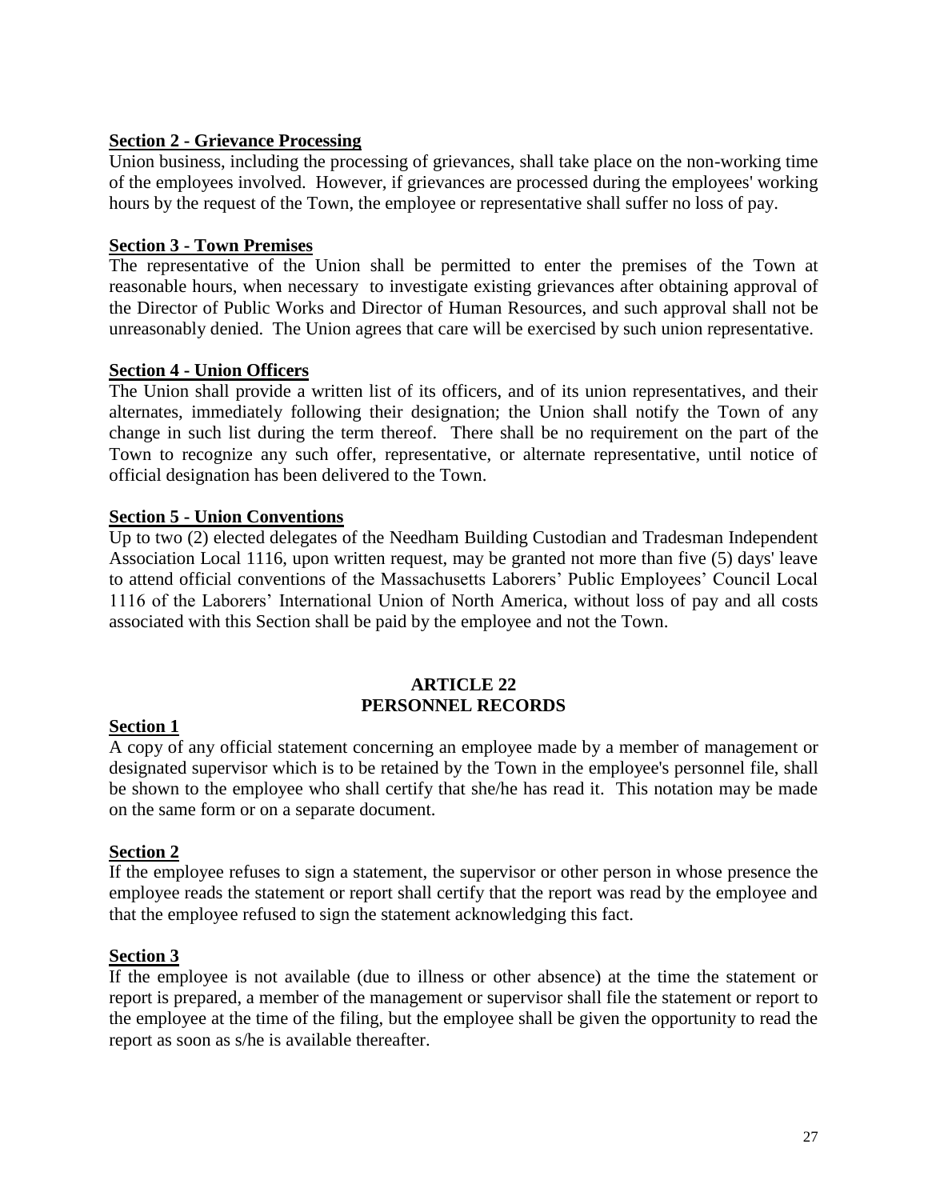**Section 2 - Grievance Processing**

Union business, including the processing of grievances, shall take place on the non-working time of the employees involved. However, if grievances are processed during the employees' working hours by the request of the Town, the employee or representative shall suffer no loss of pay.

**Section 3 - Town Premises**

The representative of the Union shall be permitted to enter the premises of the Town at reasonable hours, when necessary to investigate existing grievances after obtaining approval of the Director of Public Works and Director of Human Resources, and such approval shall not be unreasonably denied. The Union agrees that care will be exercised by such union representative.

**Section 4 - Union Officers**

The Union shall provide a written list of its officers, and of its union representatives, and their alternates, immediately following their designation; the Union shall notify the Town of any change in such list during the term thereof. There shall be no requirement on the part of the Town to recognize any such offer, representative, or alternate representative, until notice of official designation has been delivered to the Town.

**Section 5 - Union Conventions**

Up to two (2) elected delegates of the Needham Building Custodian and Tradesman Independent Association Local 1116, upon written request, may be granted not more than five (5) days' leave to attend official conventions of the Massachusetts Laborers' Public Employees' Council Local 1116 of the Laborers' International Union of North America, without loss of pay and all costs associated with this Section shall be paid by the employee and not the Town.

## ARTICLE 22
## PERSONNEL RECORDS

**Section 1**

A copy of any official statement concerning an employee made by a member of management or designated supervisor which is to be retained by the Town in the employee's personnel file, shall be shown to the employee who shall certify that she/he has read it. This notation may be made on the same form or on a separate document.

**Section 2**

If the employee refuses to sign a statement, the supervisor or other person in whose presence the employee reads the statement or report shall certify that the report was read by the employee and that the employee refused to sign the statement acknowledging this fact.

**Section 3**

If the employee is not available (due to illness or other absence) at the time the statement or report is prepared, a member of the management or supervisor shall file the statement or report to the employee at the time of the filing, but the employee shall be given the opportunity to read the report as soon as s/he is available thereafter.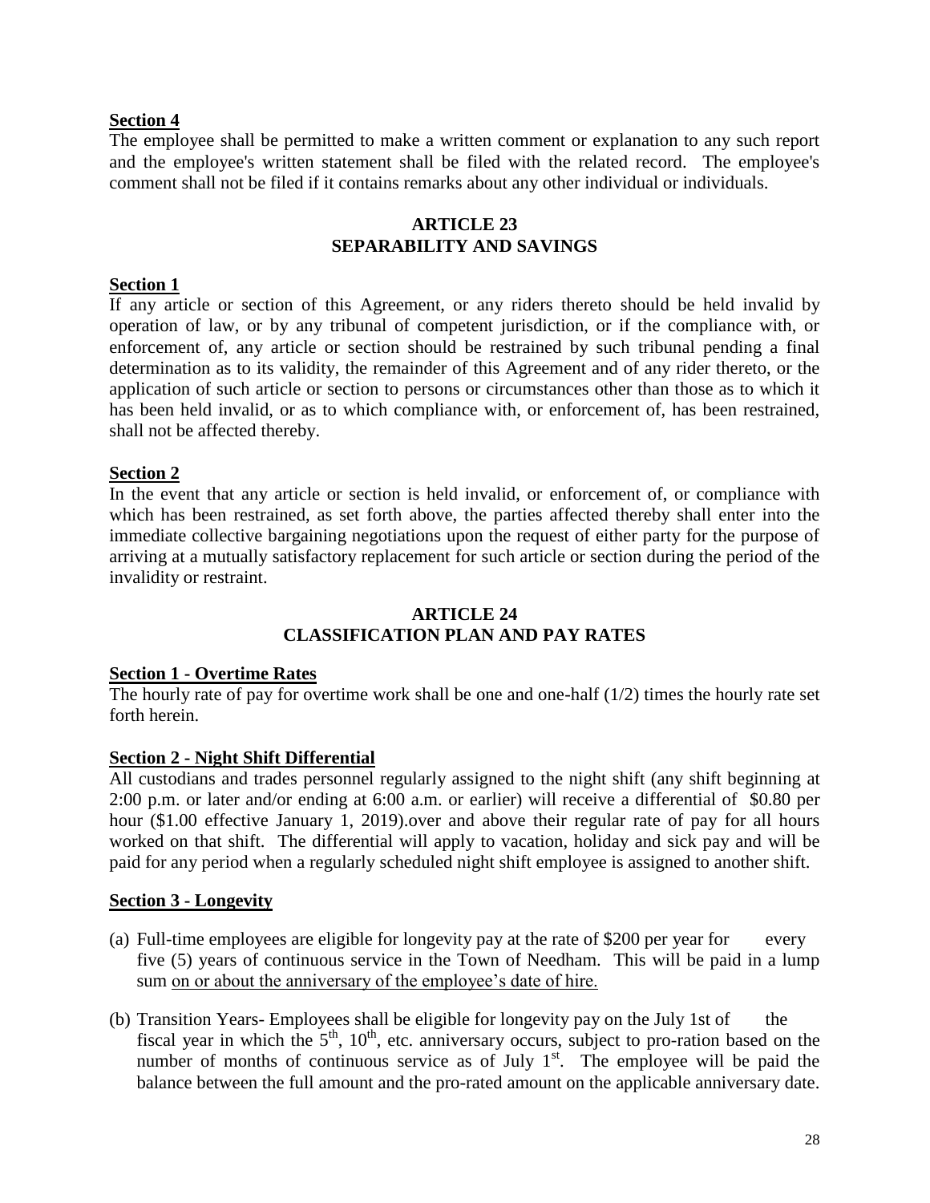**Section 4**

The employee shall be permitted to make a written comment or explanation to any such report and the employee's written statement shall be filed with the related record. The employee's comment shall not be filed if it contains remarks about any other individual or individuals.

## ARTICLE 23
## SEPARABILITY AND SAVINGS

**Section 1**

If any article or section of this Agreement, or any riders thereto should be held invalid by operation of law, or by any tribunal of competent jurisdiction, or if the compliance with, or enforcement of, any article or section should be restrained by such tribunal pending a final determination as to its validity, the remainder of this Agreement and of any rider thereto, or the application of such article or section to persons or circumstances other than those as to which it has been held invalid, or as to which compliance with, or enforcement of, has been restrained, shall not be affected thereby.

**Section 2**

In the event that any article or section is held invalid, or enforcement of, or compliance with which has been restrained, as set forth above, the parties affected thereby shall enter into the immediate collective bargaining negotiations upon the request of either party for the purpose of arriving at a mutually satisfactory replacement for such article or section during the period of the invalidity or restraint.

## ARTICLE 24
## CLASSIFICATION PLAN AND PAY RATES

**Section 1 - Overtime Rates**

The hourly rate of pay for overtime work shall be one and one-half (1/2) times the hourly rate set forth herein.

**Section 2 - Night Shift Differential**

All custodians and trades personnel regularly assigned to the night shift (any shift beginning at 2:00 p.m. or later and/or ending at 6:00 a.m. or earlier) will receive a differential of \$0.80 per hour (\$1.00 effective January 1, 2019).over and above their regular rate of pay for all hours worked on that shift. The differential will apply to vacation, holiday and sick pay and will be paid for any period when a regularly scheduled night shift employee is assigned to another shift.

**Section 3 - Longevity**

(a) Full-time employees are eligible for longevity pay at the rate of \$200 per year for every five (5) years of continuous service in the Town of Needham. This will be paid in a lump sum on or about the anniversary of the employee's date of hire.

(b) Transition Years- Employees shall be eligible for longevity pay on the July 1st of the fiscal year in which the 5th, 10th, etc. anniversary occurs, subject to pro-ration based on the number of months of continuous service as of July 1st. The employee will be paid the balance between the full amount and the pro-rated amount on the applicable anniversary date.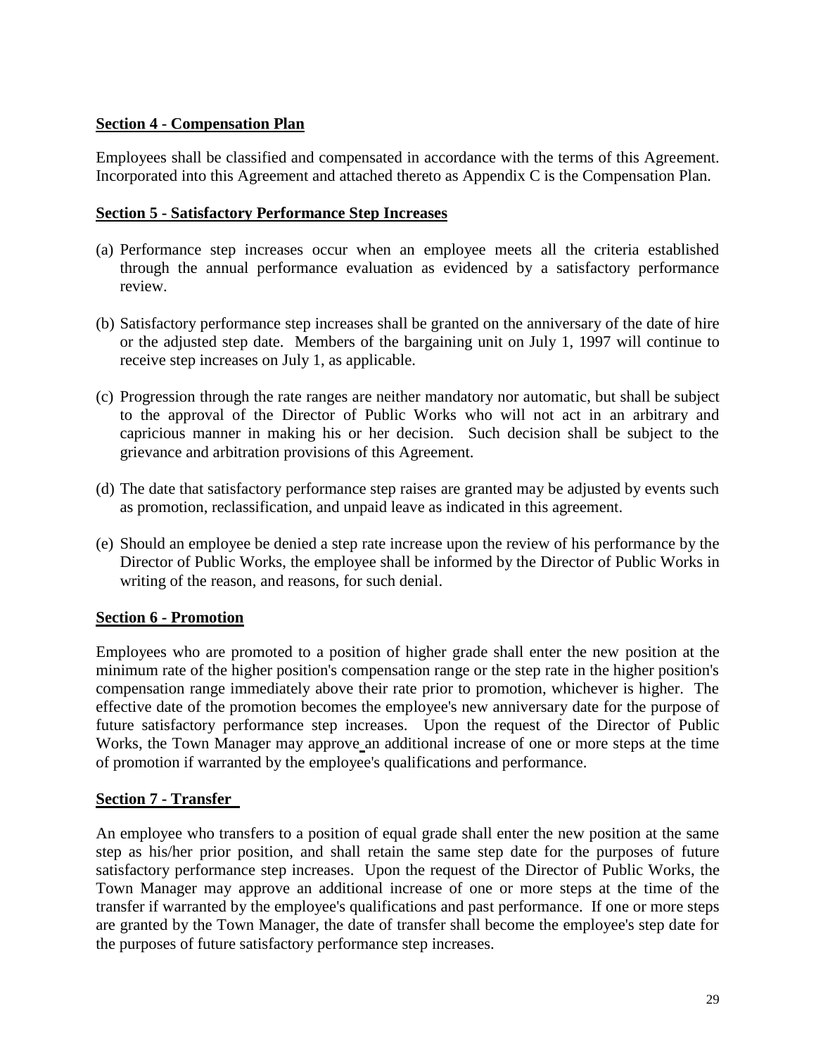**Section 4 - Compensation Plan**

Employees shall be classified and compensated in accordance with the terms of this Agreement. Incorporated into this Agreement and attached thereto as Appendix C is the Compensation Plan.

**Section 5 - Satisfactory Performance Step Increases**

(a) Performance step increases occur when an employee meets all the criteria established through the annual performance evaluation as evidenced by a satisfactory performance review.

(b) Satisfactory performance step increases shall be granted on the anniversary of the date of hire or the adjusted step date. Members of the bargaining unit on July 1, 1997 will continue to receive step increases on July 1, as applicable.

(c) Progression through the rate ranges are neither mandatory nor automatic, but shall be subject to the approval of the Director of Public Works who will not act in an arbitrary and capricious manner in making his or her decision. Such decision shall be subject to the grievance and arbitration provisions of this Agreement.

(d) The date that satisfactory performance step raises are granted may be adjusted by events such as promotion, reclassification, and unpaid leave as indicated in this agreement.

(e) Should an employee be denied a step rate increase upon the review of his performance by the Director of Public Works, the employee shall be informed by the Director of Public Works in writing of the reason, and reasons, for such denial.

**Section 6 - Promotion**

Employees who are promoted to a position of higher grade shall enter the new position at the minimum rate of the higher position's compensation range or the step rate in the higher position's compensation range immediately above their rate prior to promotion, whichever is higher. The effective date of the promotion becomes the employee's new anniversary date for the purpose of future satisfactory performance step increases. Upon the request of the Director of Public Works, the Town Manager may approve an additional increase of one or more steps at the time of promotion if warranted by the employee's qualifications and performance.

**Section 7 - Transfer**

An employee who transfers to a position of equal grade shall enter the new position at the same step as his/her prior position, and shall retain the same step date for the purposes of future satisfactory performance step increases. Upon the request of the Director of Public Works, the Town Manager may approve an additional increase of one or more steps at the time of the transfer if warranted by the employee's qualifications and past performance. If one or more steps are granted by the Town Manager, the date of transfer shall become the employee's step date for the purposes of future satisfactory performance step increases.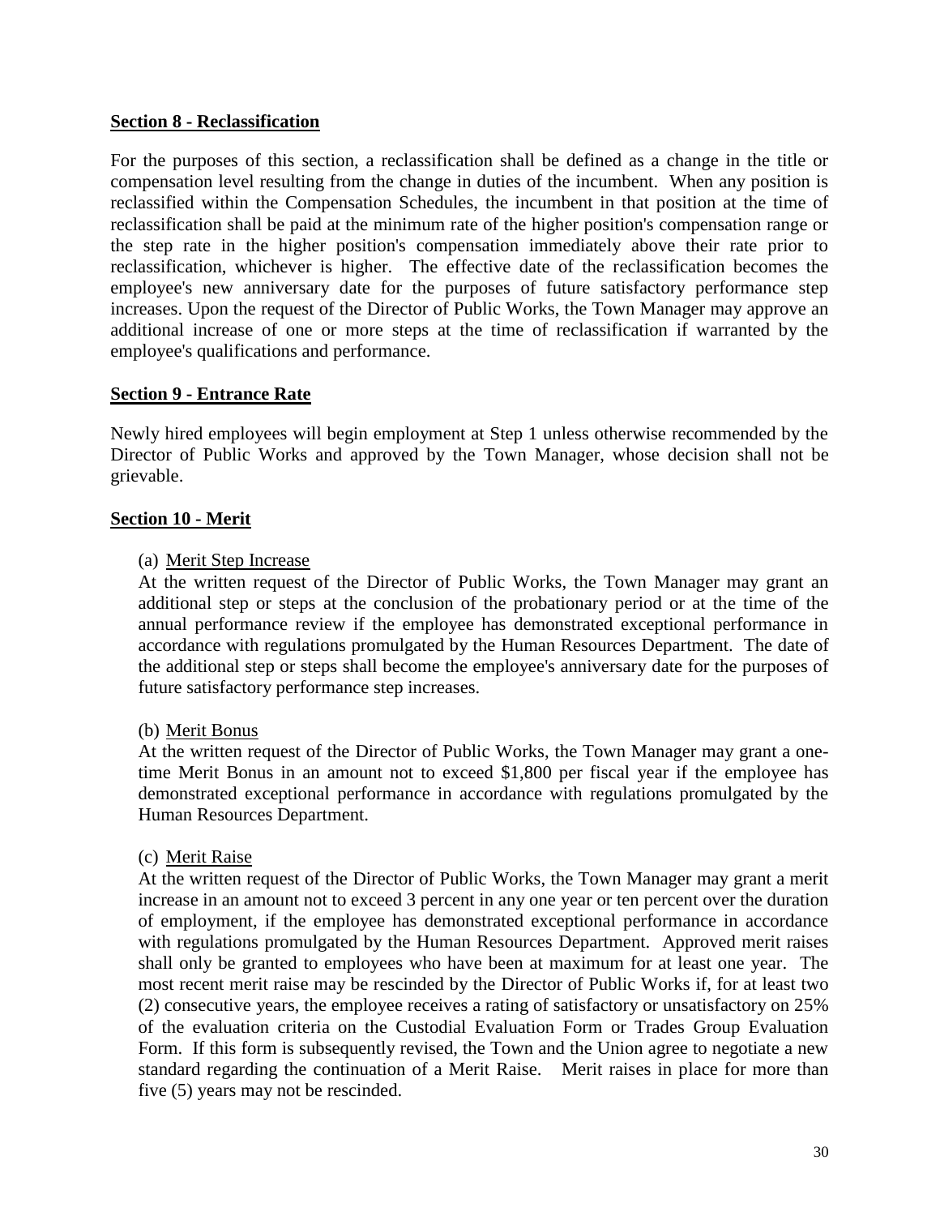**Section 8 - Reclassification**

For the purposes of this section, a reclassification shall be defined as a change in the title or compensation level resulting from the change in duties of the incumbent. When any position is reclassified within the Compensation Schedules, the incumbent in that position at the time of reclassification shall be paid at the minimum rate of the higher position's compensation range or the step rate in the higher position's compensation immediately above their rate prior to reclassification, whichever is higher. The effective date of the reclassification becomes the employee's new anniversary date for the purposes of future satisfactory performance step increases. Upon the request of the Director of Public Works, the Town Manager may approve an additional increase of one or more steps at the time of reclassification if warranted by the employee's qualifications and performance.

**Section 9 - Entrance Rate**

Newly hired employees will begin employment at Step 1 unless otherwise recommended by the Director of Public Works and approved by the Town Manager, whose decision shall not be grievable.

**Section 10 - Merit**

(a) Merit Step Increase

At the written request of the Director of Public Works, the Town Manager may grant an additional step or steps at the conclusion of the probationary period or at the time of the annual performance review if the employee has demonstrated exceptional performance in accordance with regulations promulgated by the Human Resources Department. The date of the additional step or steps shall become the employee's anniversary date for the purposes of future satisfactory performance step increases.

(b) Merit Bonus

At the written request of the Director of Public Works, the Town Manager may grant a one-time Merit Bonus in an amount not to exceed $1,800 per fiscal year if the employee has demonstrated exceptional performance in accordance with regulations promulgated by the Human Resources Department.

(c) Merit Raise

At the written request of the Director of Public Works, the Town Manager may grant a merit increase in an amount not to exceed 3 percent in any one year or ten percent over the duration of employment, if the employee has demonstrated exceptional performance in accordance with regulations promulgated by the Human Resources Department. Approved merit raises shall only be granted to employees who have been at maximum for at least one year. The most recent merit raise may be rescinded by the Director of Public Works if, for at least two (2) consecutive years, the employee receives a rating of satisfactory or unsatisfactory on 25% of the evaluation criteria on the Custodial Evaluation Form or Trades Group Evaluation Form. If this form is subsequently revised, the Town and the Union agree to negotiate a new standard regarding the continuation of a Merit Raise. Merit raises in place for more than five (5) years may not be rescinded.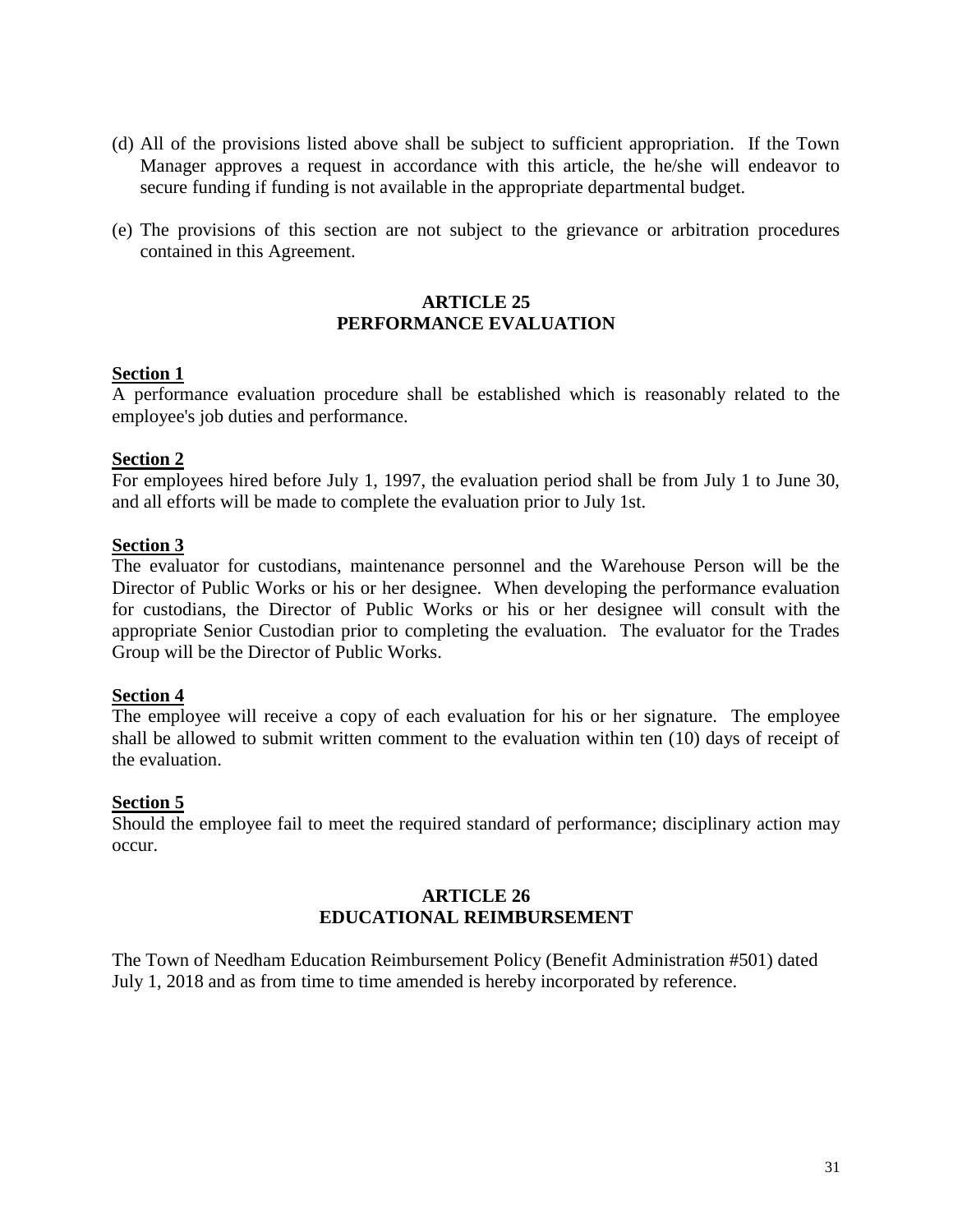(d) All of the provisions listed above shall be subject to sufficient appropriation. If the Town Manager approves a request in accordance with this article, the he/she will endeavor to secure funding if funding is not available in the appropriate departmental budget.

(e) The provisions of this section are not subject to the grievance or arbitration procedures contained in this Agreement.

## ARTICLE 25
## PERFORMANCE EVALUATION

**Section 1**
A performance evaluation procedure shall be established which is reasonably related to the employee's job duties and performance.

**Section 2**
For employees hired before July 1, 1997, the evaluation period shall be from July 1 to June 30, and all efforts will be made to complete the evaluation prior to July 1st.

**Section 3**
The evaluator for custodians, maintenance personnel and the Warehouse Person will be the Director of Public Works or his or her designee. When developing the performance evaluation for custodians, the Director of Public Works or his or her designee will consult with the appropriate Senior Custodian prior to completing the evaluation. The evaluator for the Trades Group will be the Director of Public Works.

**Section 4**
The employee will receive a copy of each evaluation for his or her signature. The employee shall be allowed to submit written comment to the evaluation within ten (10) days of receipt of the evaluation.

**Section 5**
Should the employee fail to meet the required standard of performance; disciplinary action may occur.

## ARTICLE 26
## EDUCATIONAL REIMBURSEMENT

The Town of Needham Education Reimbursement Policy (Benefit Administration #501) dated July 1, 2018 and as from time to time amended is hereby incorporated by reference.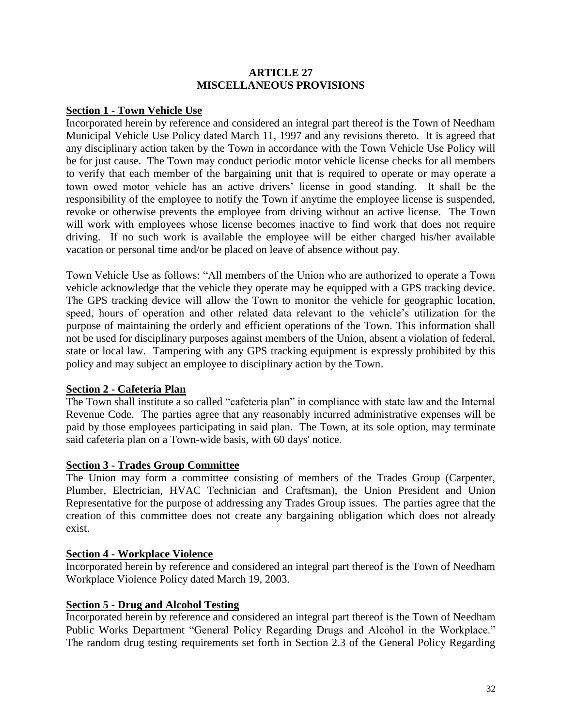## ARTICLE 27
## MISCELLANEOUS PROVISIONS

**Section 1 - Town Vehicle Use**

Incorporated herein by reference and considered an integral part thereof is the Town of Needham Municipal Vehicle Use Policy dated March 11, 1997 and any revisions thereto. It is agreed that any disciplinary action taken by the Town in accordance with the Town Vehicle Use Policy will be for just cause. The Town may conduct periodic motor vehicle license checks for all members to verify that each member of the bargaining unit that is required to operate or may operate a town owed motor vehicle has an active drivers' license in good standing. It shall be the responsibility of the employee to notify the Town if anytime the employee license is suspended, revoke or otherwise prevents the employee from driving without an active license. The Town will work with employees whose license becomes inactive to find work that does not require driving. If no such work is available the employee will be either charged his/her available vacation or personal time and/or be placed on leave of absence without pay.

Town Vehicle Use as follows: "All members of the Union who are authorized to operate a Town vehicle acknowledge that the vehicle they operate may be equipped with a GPS tracking device. The GPS tracking device will allow the Town to monitor the vehicle for geographic location, speed, hours of operation and other related data relevant to the vehicle's utilization for the purpose of maintaining the orderly and efficient operations of the Town. This information shall not be used for disciplinary purposes against members of the Union, absent a violation of federal, state or local law. Tampering with any GPS tracking equipment is expressly prohibited by this policy and may subject an employee to disciplinary action by the Town.

**Section 2 - Cafeteria Plan**

The Town shall institute a so called "cafeteria plan" in compliance with state law and the Internal Revenue Code. The parties agree that any reasonably incurred administrative expenses will be paid by those employees participating in said plan. The Town, at its sole option, may terminate said cafeteria plan on a Town-wide basis, with 60 days' notice.

**Section 3 - Trades Group Committee**

The Union may form a committee consisting of members of the Trades Group (Carpenter, Plumber, Electrician, HVAC Technician and Craftsman), the Union President and Union Representative for the purpose of addressing any Trades Group issues. The parties agree that the creation of this committee does not create any bargaining obligation which does not already exist.

**Section 4 - Workplace Violence**

Incorporated herein by reference and considered an integral part thereof is the Town of Needham Workplace Violence Policy dated March 19, 2003.

**Section 5 - Drug and Alcohol Testing**

Incorporated herein by reference and considered an integral part thereof is the Town of Needham Public Works Department "General Policy Regarding Drugs and Alcohol in the Workplace." The random drug testing requirements set forth in Section 2.3 of the General Policy Regarding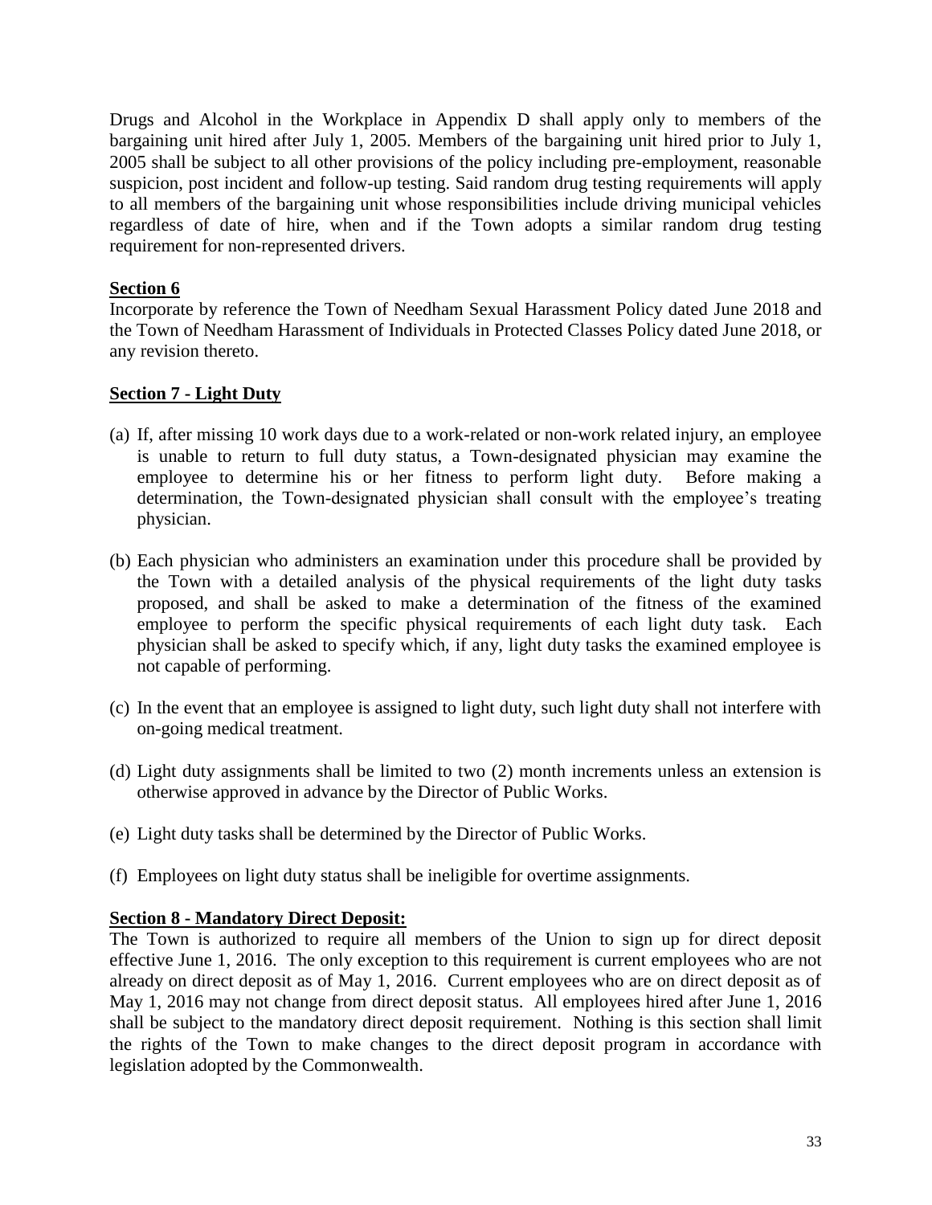Drugs and Alcohol in the Workplace in Appendix D shall apply only to members of the bargaining unit hired after July 1, 2005. Members of the bargaining unit hired prior to July 1, 2005 shall be subject to all other provisions of the policy including pre-employment, reasonable suspicion, post incident and follow-up testing. Said random drug testing requirements will apply to all members of the bargaining unit whose responsibilities include driving municipal vehicles regardless of date of hire, when and if the Town adopts a similar random drug testing requirement for non-represented drivers.

**Section 6**

Incorporate by reference the Town of Needham Sexual Harassment Policy dated June 2018 and the Town of Needham Harassment of Individuals in Protected Classes Policy dated June 2018, or any revision thereto.

**Section 7 - Light Duty**

(a) If, after missing 10 work days due to a work-related or non-work related injury, an employee is unable to return to full duty status, a Town-designated physician may examine the employee to determine his or her fitness to perform light duty. Before making a determination, the Town-designated physician shall consult with the employee's treating physician.

(b) Each physician who administers an examination under this procedure shall be provided by the Town with a detailed analysis of the physical requirements of the light duty tasks proposed, and shall be asked to make a determination of the fitness of the examined employee to perform the specific physical requirements of each light duty task. Each physician shall be asked to specify which, if any, light duty tasks the examined employee is not capable of performing.

(c) In the event that an employee is assigned to light duty, such light duty shall not interfere with on-going medical treatment.

(d) Light duty assignments shall be limited to two (2) month increments unless an extension is otherwise approved in advance by the Director of Public Works.

(e) Light duty tasks shall be determined by the Director of Public Works.

(f) Employees on light duty status shall be ineligible for overtime assignments.

**Section 8 - Mandatory Direct Deposit:**

The Town is authorized to require all members of the Union to sign up for direct deposit effective June 1, 2016. The only exception to this requirement is current employees who are not already on direct deposit as of May 1, 2016. Current employees who are on direct deposit as of May 1, 2016 may not change from direct deposit status. All employees hired after June 1, 2016 shall be subject to the mandatory direct deposit requirement. Nothing is this section shall limit the rights of the Town to make changes to the direct deposit program in accordance with legislation adopted by the Commonwealth.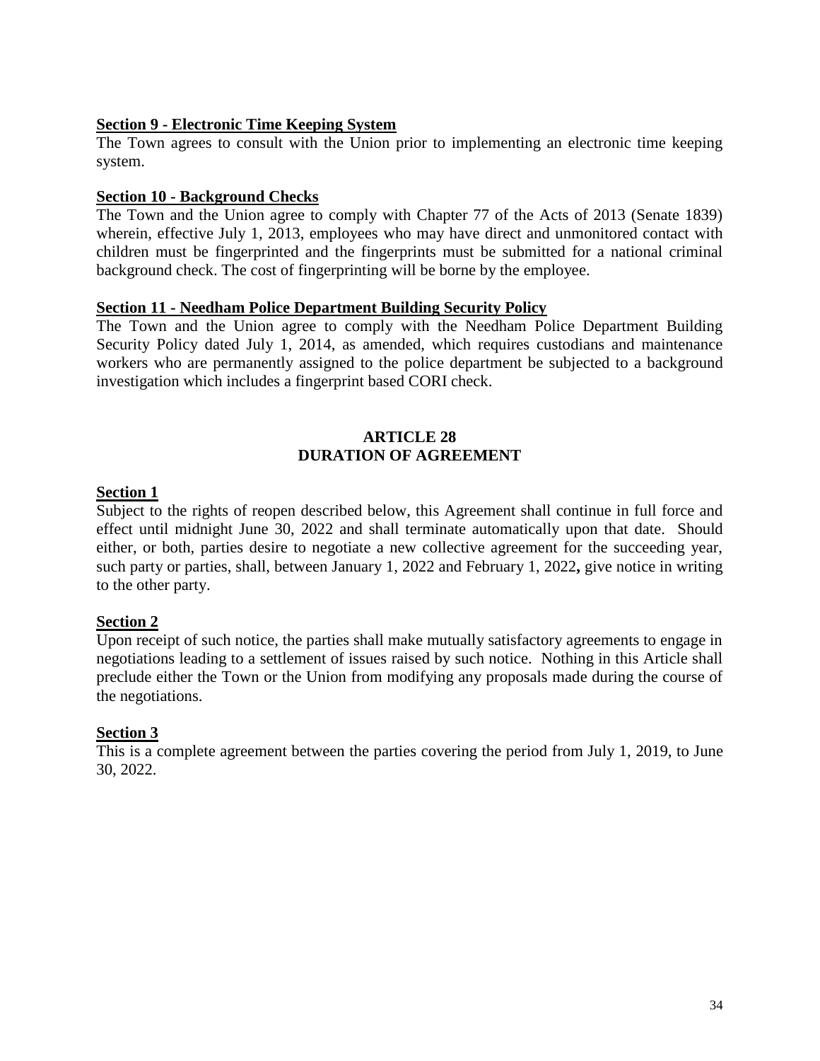**Section 9 - Electronic Time Keeping System**

The Town agrees to consult with the Union prior to implementing an electronic time keeping system.

**Section 10 - Background Checks**

The Town and the Union agree to comply with Chapter 77 of the Acts of 2013 (Senate 1839) wherein, effective July 1, 2013, employees who may have direct and unmonitored contact with children must be fingerprinted and the fingerprints must be submitted for a national criminal background check. The cost of fingerprinting will be borne by the employee.

**Section 11 - Needham Police Department Building Security Policy**

The Town and the Union agree to comply with the Needham Police Department Building Security Policy dated July 1, 2014, as amended, which requires custodians and maintenance workers who are permanently assigned to the police department be subjected to a background investigation which includes a fingerprint based CORI check.

## ARTICLE 28
## DURATION OF AGREEMENT

**Section 1**

Subject to the rights of reopen described below, this Agreement shall continue in full force and effect until midnight June 30, 2022 and shall terminate automatically upon that date. Should either, or both, parties desire to negotiate a new collective agreement for the succeeding year, such party or parties, shall, between January 1, 2022 and February 1, 2022**,** give notice in writing to the other party.

**Section 2**

Upon receipt of such notice, the parties shall make mutually satisfactory agreements to engage in negotiations leading to a settlement of issues raised by such notice. Nothing in this Article shall preclude either the Town or the Union from modifying any proposals made during the course of the negotiations.

**Section 3**

This is a complete agreement between the parties covering the period from July 1, 2019, to June 30, 2022.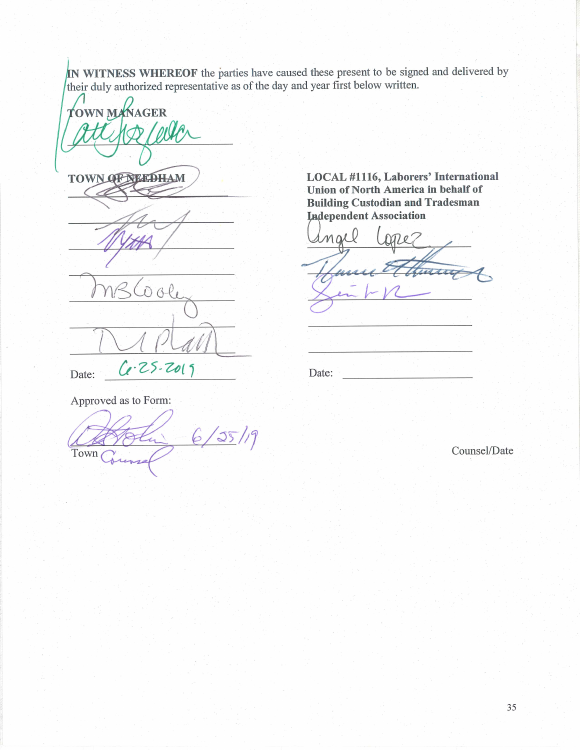**IN WITNESS WHEREOF** the parties have caused these present to be signed and delivered by their duly authorized representative as of the day and year first below written.

**TOWN MANAGER**

______________________________

**TOWN OF NEEDHAM**

______________________________

______________________________

______________________________

______________________________

______________________________

Date: 6-25-2019

Approved as to Form:

______________________________ 6/25/19
Town Counsel

**LOCAL #1116, Laborers' International Union of North America in behalf of Building Custodian and Tradesman Independent Association**

______________________________

______________________________

______________________________

______________________________

______________________________

Date: ______________________________

Counsel/Date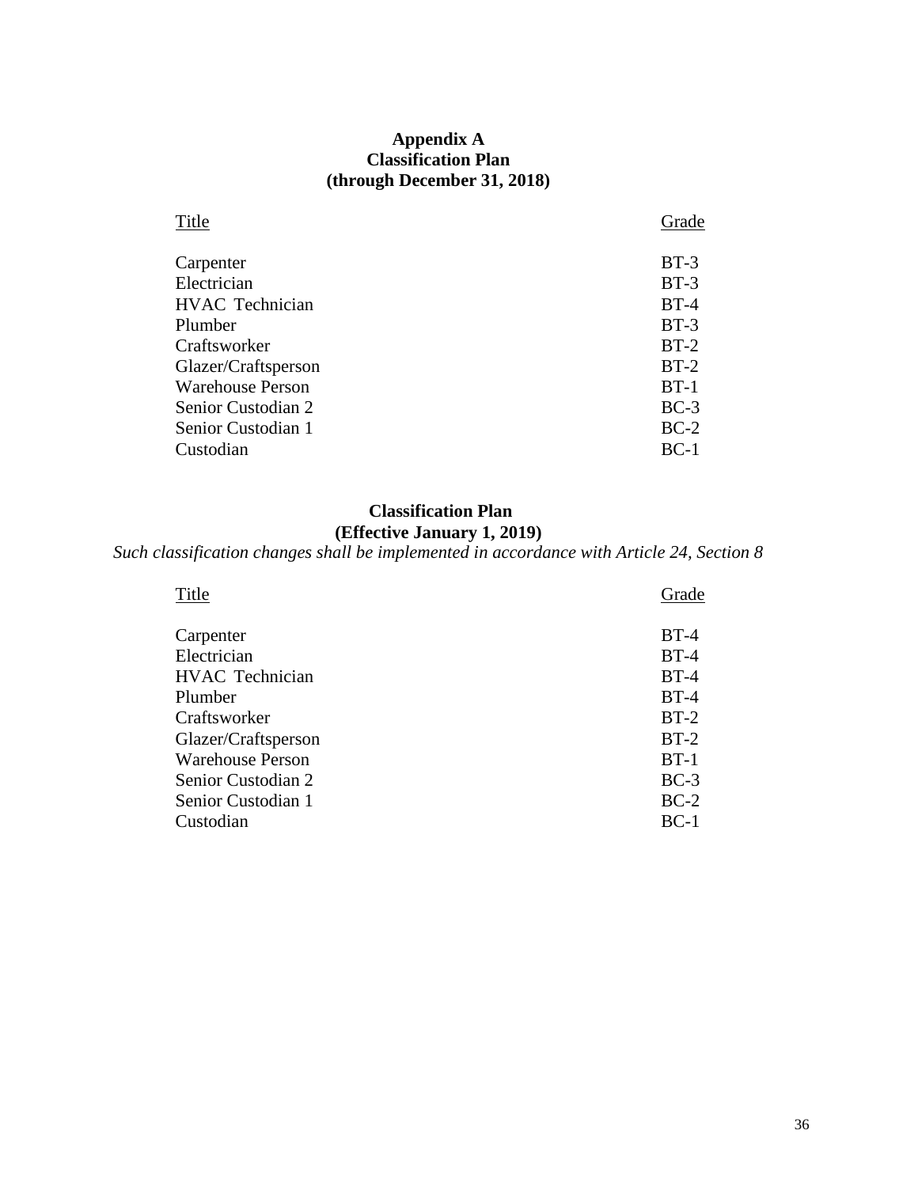## Appendix A
## Classification Plan
## (through December 31, 2018)

| Title | Grade |
| --- | --- |
| Carpenter | BT-3 |
| Electrician | BT-3 |
| HVAC Technician | BT-4 |
| Plumber | BT-3 |
| Craftsworker | BT-2 |
| Glazer/Craftsperson | BT-2 |
| Warehouse Person | BT-1 |
| Senior Custodian 2 | BC-3 |
| Senior Custodian 1 | BC-2 |
| Custodian | BC-1 |

## Classification Plan
## (Effective January 1, 2019)

*Such classification changes shall be implemented in accordance with Article 24, Section 8*

| Title | Grade |
| --- | --- |
| Carpenter | BT-4 |
| Electrician | BT-4 |
| HVAC Technician | BT-4 |
| Plumber | BT-4 |
| Craftsworker | BT-2 |
| Glazer/Craftsperson | BT-2 |
| Warehouse Person | BT-1 |
| Senior Custodian 2 | BC-3 |
| Senior Custodian 1 | BC-2 |
| Custodian | BC-1 |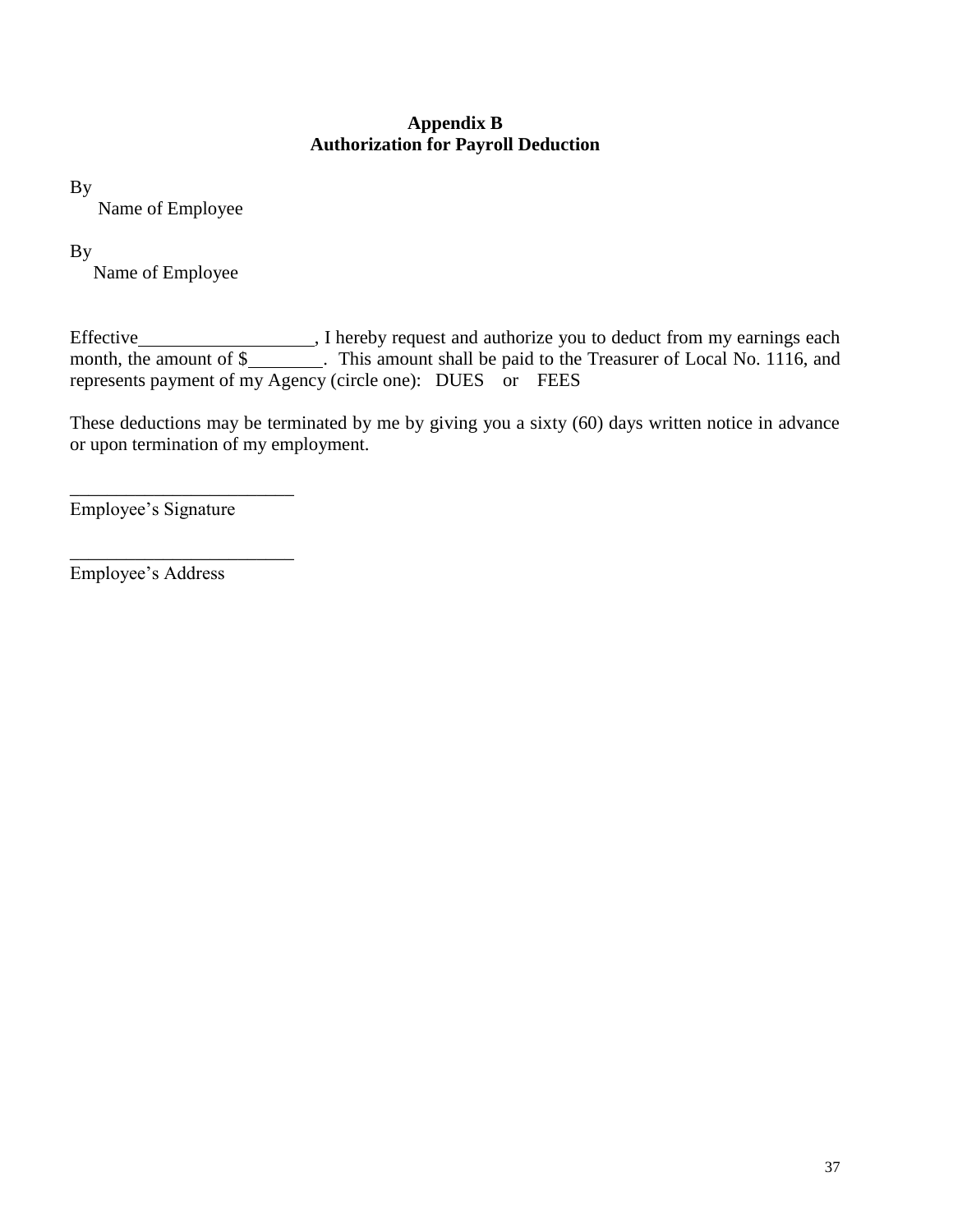## Appendix B
## Authorization for Payroll Deduction

By
Name of Employee

By
Name of Employee

Effective___________________, I hereby request and authorize you to deduct from my earnings each month, the amount of $________. This amount shall be paid to the Treasurer of Local No. 1116, and represents payment of my Agency (circle one): DUES or FEES

These deductions may be terminated by me by giving you a sixty (60) days written notice in advance or upon termination of my employment.

________________________
Employee's Signature

________________________
Employee's Address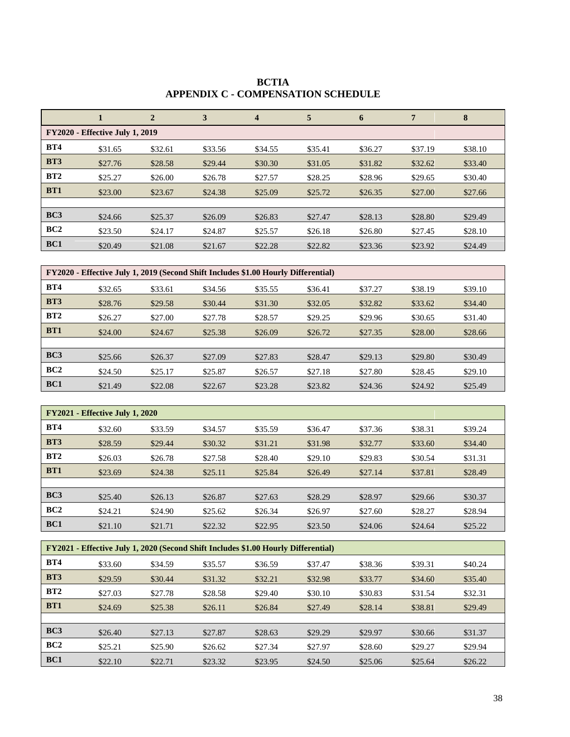# BCTIA
## APPENDIX C - COMPENSATION SCHEDULE

| | 1 | 2 | 3 | 4 | 5 | 6 | 7 | 8 |
|---|---|---|---|---|---|---|---|---|
| **FY2020 - Effective July 1, 2019** | | | | | | | | |
| **BT4** | $31.65 | $32.61 | $33.56 | $34.55 | $35.41 | $36.27 | $37.19 | $38.10 |
| **BT3** | $27.76 | $28.58 | $29.44 | $30.30 | $31.05 | $31.82 | $32.62 | $33.40 |
| **BT2** | $25.27 | $26.00 | $26.78 | $27.57 | $28.25 | $28.96 | $29.65 | $30.40 |
| **BT1** | $23.00 | $23.67 | $24.38 | $25.09 | $25.72 | $26.35 | $27.00 | $27.66 |
| | | | | | | | | |
| **BC3** | $24.66 | $25.37 | $26.09 | $26.83 | $27.47 | $28.13 | $28.80 | $29.49 |
| **BC2** | $23.50 | $24.17 | $24.87 | $25.57 | $26.18 | $26.80 | $27.45 | $28.10 |
| **BC1** | $20.49 | $21.08 | $21.67 | $22.28 | $22.82 | $23.36 | $23.92 | $24.49 |

| **FY2020 - Effective July 1, 2019 (Second Shift Includes $1.00 Hourly Differential)** | | | | | | | | |
|---|---|---|---|---|---|---|---|---|
| **BT4** | $32.65 | $33.61 | $34.56 | $35.55 | $36.41 | $37.27 | $38.19 | $39.10 |
| **BT3** | $28.76 | $29.58 | $30.44 | $31.30 | $32.05 | $32.82 | $33.62 | $34.40 |
| **BT2** | $26.27 | $27.00 | $27.78 | $28.57 | $29.25 | $29.96 | $30.65 | $31.40 |
| **BT1** | $24.00 | $24.67 | $25.38 | $26.09 | $26.72 | $27.35 | $28.00 | $28.66 |
| | | | | | | | | |
| **BC3** | $25.66 | $26.37 | $27.09 | $27.83 | $28.47 | $29.13 | $29.80 | $30.49 |
| **BC2** | $24.50 | $25.17 | $25.87 | $26.57 | $27.18 | $27.80 | $28.45 | $29.10 |
| **BC1** | $21.49 | $22.08 | $22.67 | $23.28 | $23.82 | $24.36 | $24.92 | $25.49 |

| **FY2021 - Effective July 1, 2020** | | | | | | | | |
|---|---|---|---|---|---|---|---|---|
| **BT4** | $32.60 | $33.59 | $34.57 | $35.59 | $36.47 | $37.36 | $38.31 | $39.24 |
| **BT3** | $28.59 | $29.44 | $30.32 | $31.21 | $31.98 | $32.77 | $33.60 | $34.40 |
| **BT2** | $26.03 | $26.78 | $27.58 | $28.40 | $29.10 | $29.83 | $30.54 | $31.31 |
| **BT1** | $23.69 | $24.38 | $25.11 | $25.84 | $26.49 | $27.14 | $37.81 | $28.49 |
| | | | | | | | | |
| **BC3** | $25.40 | $26.13 | $26.87 | $27.63 | $28.29 | $28.97 | $29.66 | $30.37 |
| **BC2** | $24.21 | $24.90 | $25.62 | $26.34 | $26.97 | $27.60 | $28.27 | $28.94 |
| **BC1** | $21.10 | $21.71 | $22.32 | $22.95 | $23.50 | $24.06 | $24.64 | $25.22 |

| **FY2021 - Effective July 1, 2020 (Second Shift Includes $1.00 Hourly Differential)** | | | | | | | | |
|---|---|---|---|---|---|---|---|---|
| **BT4** | $33.60 | $34.59 | $35.57 | $36.59 | $37.47 | $38.36 | $39.31 | $40.24 |
| **BT3** | $29.59 | $30.44 | $31.32 | $32.21 | $32.98 | $33.77 | $34.60 | $35.40 |
| **BT2** | $27.03 | $27.78 | $28.58 | $29.40 | $30.10 | $30.83 | $31.54 | $32.31 |
| **BT1** | $24.69 | $25.38 | $26.11 | $26.84 | $27.49 | $28.14 | $38.81 | $29.49 |
| | | | | | | | | |
| **BC3** | $26.40 | $27.13 | $27.87 | $28.63 | $29.29 | $29.97 | $30.66 | $31.37 |
| **BC2** | $25.21 | $25.90 | $26.62 | $27.34 | $27.97 | $28.60 | $29.27 | $29.94 |
| **BC1** | $22.10 | $22.71 | $23.32 | $23.95 | $24.50 | $25.06 | $25.64 | $26.22 |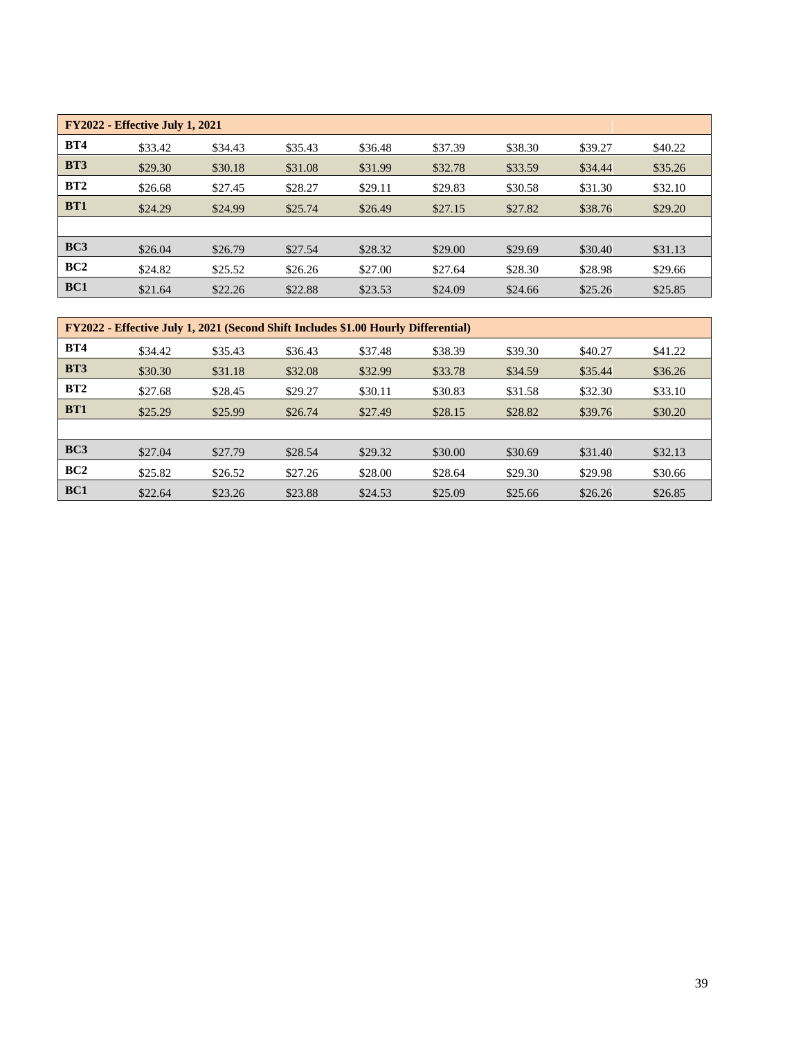| FY2022 - Effective July 1, 2021 | | | | | | | | |
|---|---|---|---|---|---|---|---|---|
| **BT4** | $33.42 | $34.43 | $35.43 | $36.48 | $37.39 | $38.30 | $39.27 | $40.22 |
| **BT3** | $29.30 | $30.18 | $31.08 | $31.99 | $32.78 | $33.59 | $34.44 | $35.26 |
| **BT2** | $26.68 | $27.45 | $28.27 | $29.11 | $29.83 | $30.58 | $31.30 | $32.10 |
| **BT1** | $24.29 | $24.99 | $25.74 | $26.49 | $27.15 | $27.82 | $38.76 | $29.20 |
| | | | | | | | | |
| **BC3** | $26.04 | $26.79 | $27.54 | $28.32 | $29.00 | $29.69 | $30.40 | $31.13 |
| **BC2** | $24.82 | $25.52 | $26.26 | $27.00 | $27.64 | $28.30 | $28.98 | $29.66 |
| **BC1** | $21.64 | $22.26 | $22.88 | $23.53 | $24.09 | $24.66 | $25.26 | $25.85 |

| FY2022 - Effective July 1, 2021 (Second Shift Includes $1.00 Hourly Differential) | | | | | | | | |
|---|---|---|---|---|---|---|---|---|
| **BT4** | $34.42 | $35.43 | $36.43 | $37.48 | $38.39 | $39.30 | $40.27 | $41.22 |
| **BT3** | $30.30 | $31.18 | $32.08 | $32.99 | $33.78 | $34.59 | $35.44 | $36.26 |
| **BT2** | $27.68 | $28.45 | $29.27 | $30.11 | $30.83 | $31.58 | $32.30 | $33.10 |
| **BT1** | $25.29 | $25.99 | $26.74 | $27.49 | $28.15 | $28.82 | $39.76 | $30.20 |
| | | | | | | | | |
| **BC3** | $27.04 | $27.79 | $28.54 | $29.32 | $30.00 | $30.69 | $31.40 | $32.13 |
| **BC2** | $25.82 | $26.52 | $27.26 | $28.00 | $28.64 | $29.30 | $29.98 | $30.66 |
| **BC1** | $22.64 | $23.26 | $23.88 | $24.53 | $25.09 | $25.66 | $26.26 | $26.85 |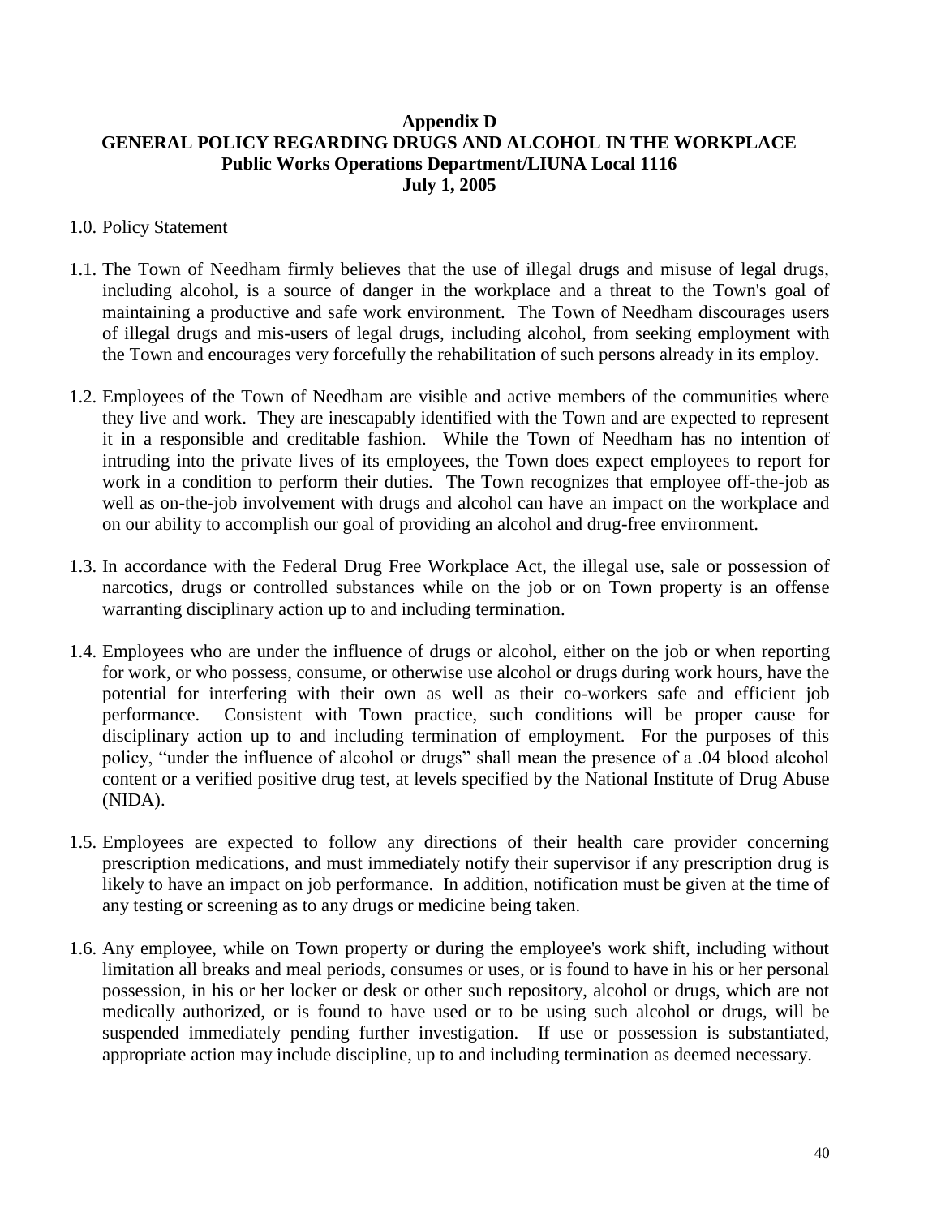**Appendix D**
**GENERAL POLICY REGARDING DRUGS AND ALCOHOL IN THE WORKPLACE**
**Public Works Operations Department/LIUNA Local 1116**
**July 1, 2005**

1.0. Policy Statement

1.1. The Town of Needham firmly believes that the use of illegal drugs and misuse of legal drugs, including alcohol, is a source of danger in the workplace and a threat to the Town's goal of maintaining a productive and safe work environment. The Town of Needham discourages users of illegal drugs and mis-users of legal drugs, including alcohol, from seeking employment with the Town and encourages very forcefully the rehabilitation of such persons already in its employ.

1.2. Employees of the Town of Needham are visible and active members of the communities where they live and work. They are inescapably identified with the Town and are expected to represent it in a responsible and creditable fashion. While the Town of Needham has no intention of intruding into the private lives of its employees, the Town does expect employees to report for work in a condition to perform their duties. The Town recognizes that employee off-the-job as well as on-the-job involvement with drugs and alcohol can have an impact on the workplace and on our ability to accomplish our goal of providing an alcohol and drug-free environment.

1.3. In accordance with the Federal Drug Free Workplace Act, the illegal use, sale or possession of narcotics, drugs or controlled substances while on the job or on Town property is an offense warranting disciplinary action up to and including termination.

1.4. Employees who are under the influence of drugs or alcohol, either on the job or when reporting for work, or who possess, consume, or otherwise use alcohol or drugs during work hours, have the potential for interfering with their own as well as their co-workers safe and efficient job performance. Consistent with Town practice, such conditions will be proper cause for disciplinary action up to and including termination of employment. For the purposes of this policy, "under the influence of alcohol or drugs" shall mean the presence of a .04 blood alcohol content or a verified positive drug test, at levels specified by the National Institute of Drug Abuse (NIDA).

1.5. Employees are expected to follow any directions of their health care provider concerning prescription medications, and must immediately notify their supervisor if any prescription drug is likely to have an impact on job performance. In addition, notification must be given at the time of any testing or screening as to any drugs or medicine being taken.

1.6. Any employee, while on Town property or during the employee's work shift, including without limitation all breaks and meal periods, consumes or uses, or is found to have in his or her personal possession, in his or her locker or desk or other such repository, alcohol or drugs, which are not medically authorized, or is found to have used or to be using such alcohol or drugs, will be suspended immediately pending further investigation. If use or possession is substantiated, appropriate action may include discipline, up to and including termination as deemed necessary.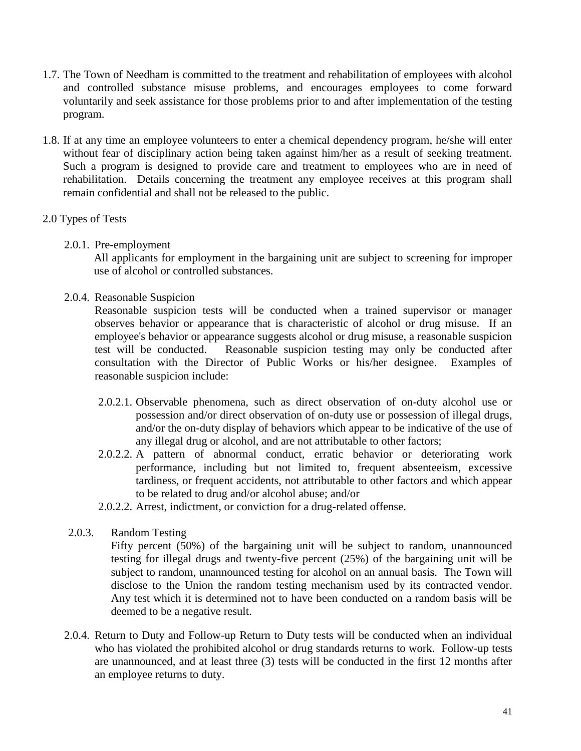1.7. The Town of Needham is committed to the treatment and rehabilitation of employees with alcohol and controlled substance misuse problems, and encourages employees to come forward voluntarily and seek assistance for those problems prior to and after implementation of the testing program.

1.8. If at any time an employee volunteers to enter a chemical dependency program, he/she will enter without fear of disciplinary action being taken against him/her as a result of seeking treatment. Such a program is designed to provide care and treatment to employees who are in need of rehabilitation. Details concerning the treatment any employee receives at this program shall remain confidential and shall not be released to the public.

2.0 Types of Tests

2.0.1. Pre-employment

All applicants for employment in the bargaining unit are subject to screening for improper use of alcohol or controlled substances.

2.0.4. Reasonable Suspicion

Reasonable suspicion tests will be conducted when a trained supervisor or manager observes behavior or appearance that is characteristic of alcohol or drug misuse. If an employee's behavior or appearance suggests alcohol or drug misuse, a reasonable suspicion test will be conducted. Reasonable suspicion testing may only be conducted after consultation with the Director of Public Works or his/her designee. Examples of reasonable suspicion include:

2.0.2.1. Observable phenomena, such as direct observation of on-duty alcohol use or possession and/or direct observation of on-duty use or possession of illegal drugs, and/or the on-duty display of behaviors which appear to be indicative of the use of any illegal drug or alcohol, and are not attributable to other factors;

2.0.2.2. A pattern of abnormal conduct, erratic behavior or deteriorating work performance, including but not limited to, frequent absenteeism, excessive tardiness, or frequent accidents, not attributable to other factors and which appear to be related to drug and/or alcohol abuse; and/or

2.0.2.2. Arrest, indictment, or conviction for a drug-related offense.

2.0.3. Random Testing

Fifty percent (50%) of the bargaining unit will be subject to random, unannounced testing for illegal drugs and twenty-five percent (25%) of the bargaining unit will be subject to random, unannounced testing for alcohol on an annual basis. The Town will disclose to the Union the random testing mechanism used by its contracted vendor. Any test which it is determined not to have been conducted on a random basis will be deemed to be a negative result.

2.0.4. Return to Duty and Follow-up Return to Duty tests will be conducted when an individual who has violated the prohibited alcohol or drug standards returns to work. Follow-up tests are unannounced, and at least three (3) tests will be conducted in the first 12 months after an employee returns to duty.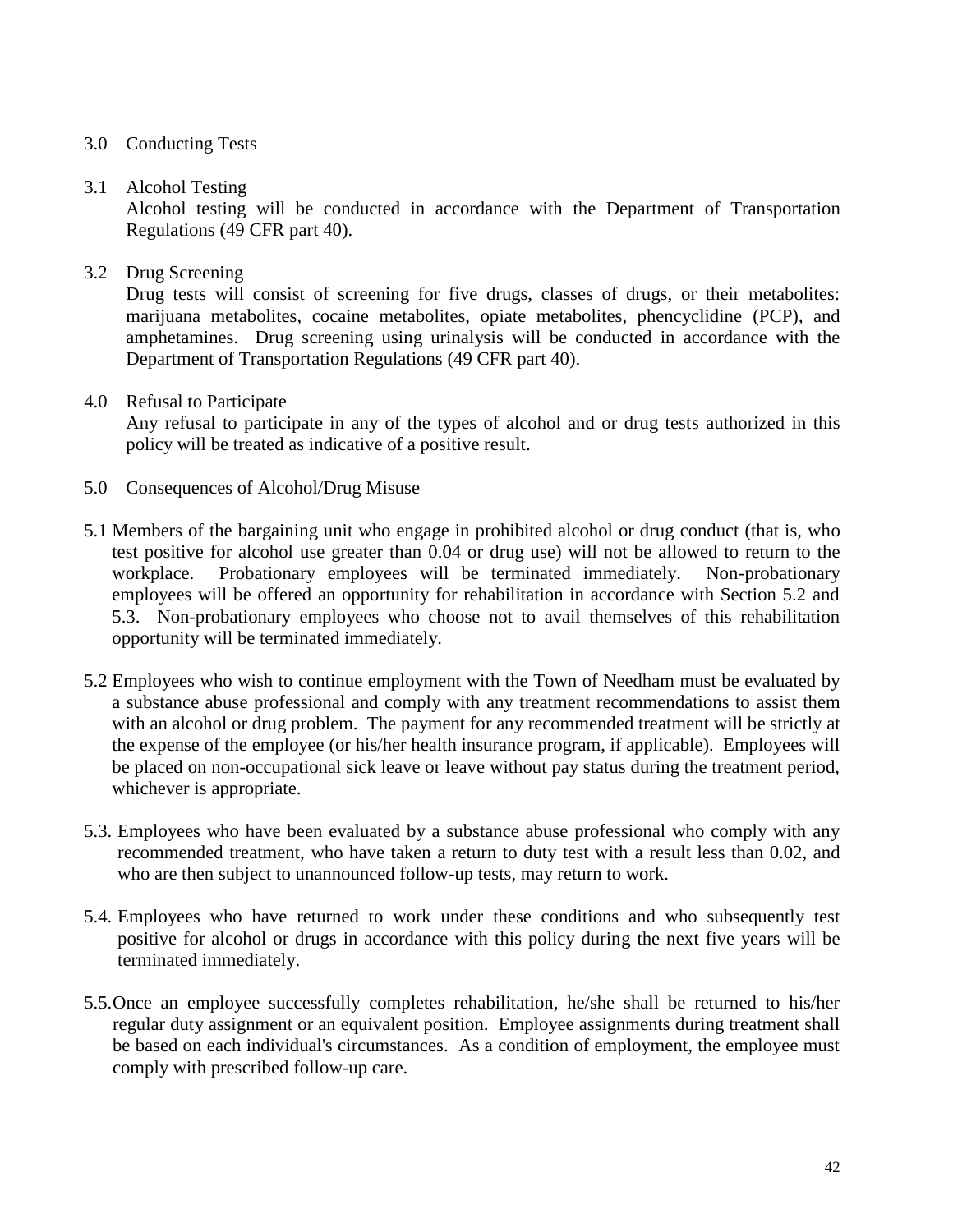3.0 Conducting Tests

3.1 Alcohol Testing

Alcohol testing will be conducted in accordance with the Department of Transportation Regulations (49 CFR part 40).

3.2 Drug Screening

Drug tests will consist of screening for five drugs, classes of drugs, or their metabolites: marijuana metabolites, cocaine metabolites, opiate metabolites, phencyclidine (PCP), and amphetamines. Drug screening using urinalysis will be conducted in accordance with the Department of Transportation Regulations (49 CFR part 40).

4.0 Refusal to Participate

Any refusal to participate in any of the types of alcohol and or drug tests authorized in this policy will be treated as indicative of a positive result.

5.0 Consequences of Alcohol/Drug Misuse

5.1 Members of the bargaining unit who engage in prohibited alcohol or drug conduct (that is, who test positive for alcohol use greater than 0.04 or drug use) will not be allowed to return to the workplace. Probationary employees will be terminated immediately. Non-probationary employees will be offered an opportunity for rehabilitation in accordance with Section 5.2 and 5.3. Non-probationary employees who choose not to avail themselves of this rehabilitation opportunity will be terminated immediately.

5.2 Employees who wish to continue employment with the Town of Needham must be evaluated by a substance abuse professional and comply with any treatment recommendations to assist them with an alcohol or drug problem. The payment for any recommended treatment will be strictly at the expense of the employee (or his/her health insurance program, if applicable). Employees will be placed on non-occupational sick leave or leave without pay status during the treatment period, whichever is appropriate.

5.3. Employees who have been evaluated by a substance abuse professional who comply with any recommended treatment, who have taken a return to duty test with a result less than 0.02, and who are then subject to unannounced follow-up tests, may return to work.

5.4. Employees who have returned to work under these conditions and who subsequently test positive for alcohol or drugs in accordance with this policy during the next five years will be terminated immediately.

5.5. Once an employee successfully completes rehabilitation, he/she shall be returned to his/her regular duty assignment or an equivalent position. Employee assignments during treatment shall be based on each individual's circumstances. As a condition of employment, the employee must comply with prescribed follow-up care.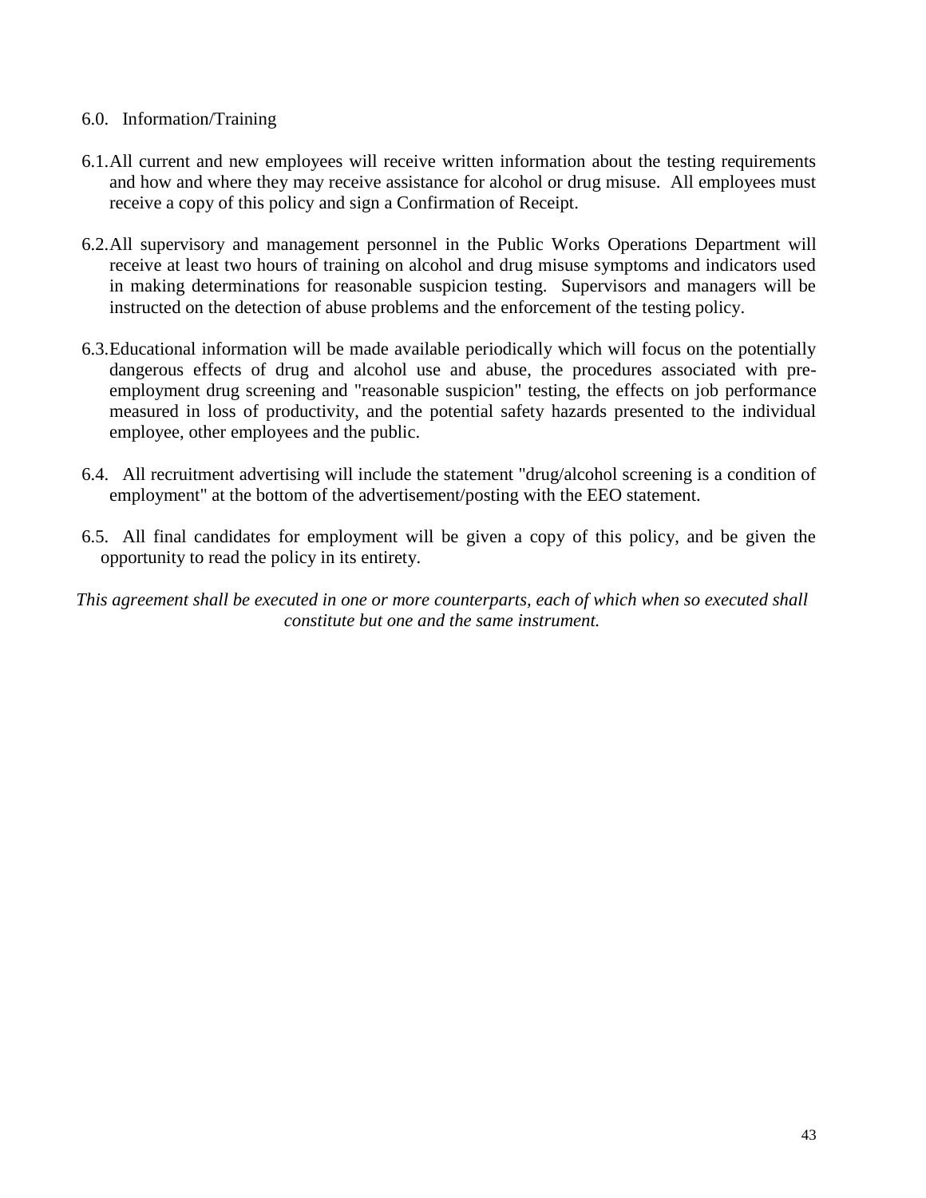## 6.0. Information/Training

6.1. All current and new employees will receive written information about the testing requirements and how and where they may receive assistance for alcohol or drug misuse. All employees must receive a copy of this policy and sign a Confirmation of Receipt.

6.2. All supervisory and management personnel in the Public Works Operations Department will receive at least two hours of training on alcohol and drug misuse symptoms and indicators used in making determinations for reasonable suspicion testing. Supervisors and managers will be instructed on the detection of abuse problems and the enforcement of the testing policy.

6.3. Educational information will be made available periodically which will focus on the potentially dangerous effects of drug and alcohol use and abuse, the procedures associated with pre-employment drug screening and "reasonable suspicion" testing, the effects on job performance measured in loss of productivity, and the potential safety hazards presented to the individual employee, other employees and the public.

6.4. All recruitment advertising will include the statement "drug/alcohol screening is a condition of employment" at the bottom of the advertisement/posting with the EEO statement.

6.5. All final candidates for employment will be given a copy of this policy, and be given the opportunity to read the policy in its entirety.

*This agreement shall be executed in one or more counterparts, each of which when so executed shall constitute but one and the same instrument.*